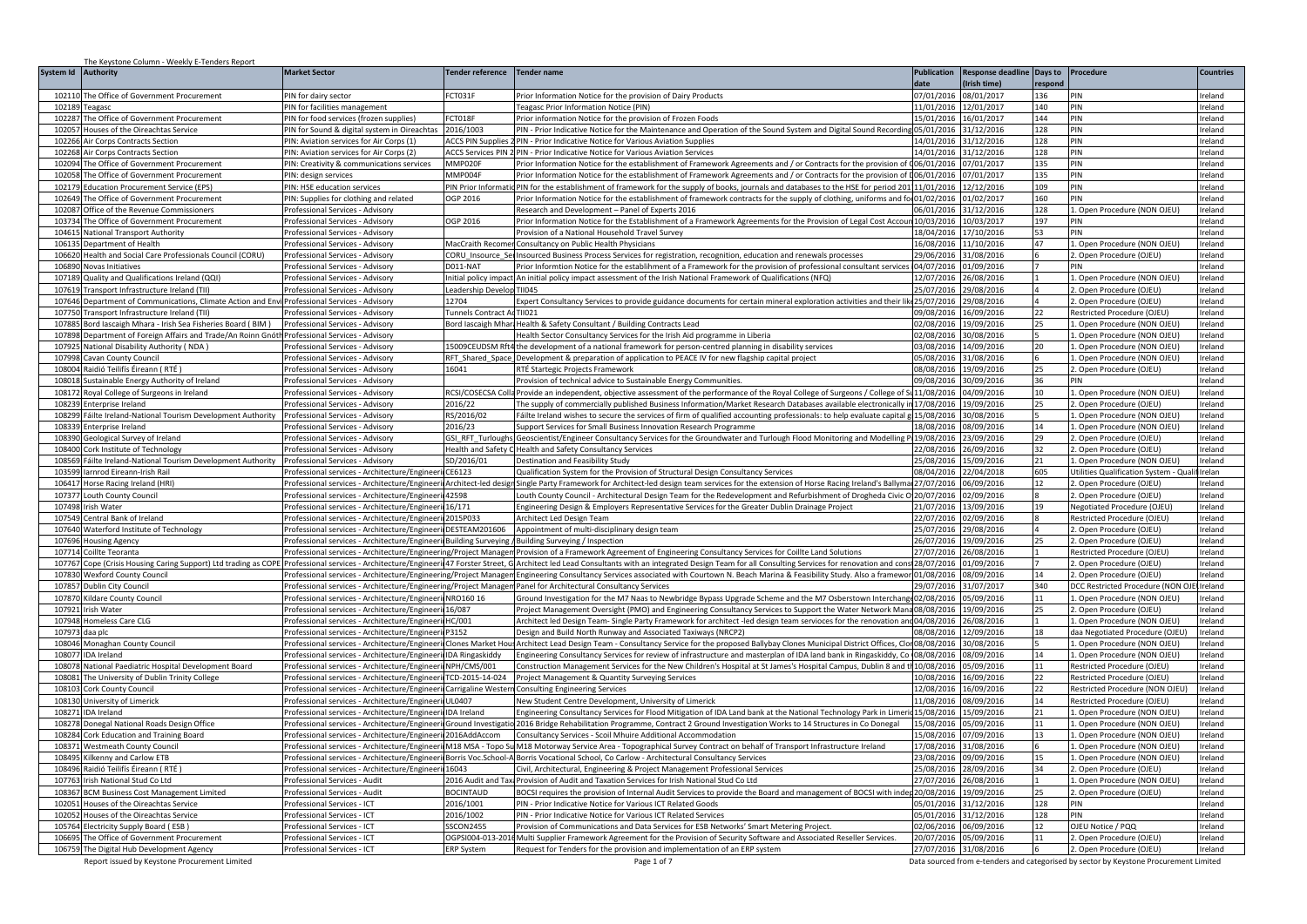The Keystone Column - Weekly E-Tenders Report

| System Id | Authority | Market Sector | Tender reference | Tender name | Publication date | Response deadline (Irish time) | Days to respond | Procedure | Countries |
|---|---|---|---|---|---|---|---|---|---|
| 102110 | The Office of Government Procurement | PIN for dairy sector | FCT031F | Prior Information Notice for the provision of Dairy Products | 07/01/2016 | 08/01/2017 | 136 | PIN | Ireland |
| 102189 | Teagasc | PIN for facilities management | | Teagasc Prior Information Notice (PIN) | 11/01/2016 | 12/01/2017 | 140 | PIN | Ireland |
| 102287 | The Office of Government Procurement | PIN for food services (frozen supplies) | FCT018F | Prior information Notice for the provision of Frozen Foods | 15/01/2016 | 16/01/2017 | 144 | PIN | Ireland |
| 102057 | Houses of the Oireachtas Service | PIN for Sound & digital system in Oireachtas | 2016/1003 | PIN - Prior Indicative Notice for the Maintenance and Operation of the Sound System and Digital Sound Recording | 05/01/2016 | 31/12/2016 | 128 | PIN | Ireland |
| 102266 | Air Corps Contracts Section | PIN: Aviation services for Air Corps (1) | ACCS PIN Supplies 2 | PIN - Prior Indicative Notice for Various Aviation Supplies | 14/01/2016 | 31/12/2016 | 128 | PIN | Ireland |
| 102268 | Air Corps Contracts Section | PIN: Aviation services for Air Corps (2) | ACCS Services PIN 2 | PIN - Prior Indicative Notice for Various Aviation Services | 14/01/2016 | 31/12/2016 | 128 | PIN | Ireland |
| 102094 | The Office of Government Procurement | PIN: Creativity & communications services | MMP020F | Prior Information Notice for the establishment of Framework Agreements and / or Contracts for the provision of C | 06/01/2016 | 07/01/2017 | 135 | PIN | Ireland |
| 102058 | The Office of Government Procurement | PIN: design services | MMP004F | Prior Information Notice for the establishment of Framework Agreements and / or Contracts for the provision of D | 06/01/2016 | 07/01/2017 | 135 | PIN | Ireland |
| 102179 | Education Procurement Service (EPS) | PIN: HSE education services | PIN Prior Informatic | PIN for the establishment of framework for the supply of books, journals and databases to the HSE for period 201 | 11/01/2016 | 12/12/2016 | 109 | PIN | Ireland |
| 102649 | The Office of Government Procurement | PIN: Supplies for clothing and related | OGP 2016 | Prior Information Notice for the establishment of framework contracts for the supply of clothing, uniforms and fo | 01/02/2016 | 01/02/2017 | 160 | PIN | Ireland |
| 102087 | Office of the Revenue Commissioners | Professional Services - Advisory | | Research and Development – Panel of Experts 2016 | 06/01/2016 | 31/12/2016 | 128 | 1. Open Procedure (NON OJEU) | Ireland |
| 103734 | The Office of Government Procurement | Professional Services - Advisory | OGP 2016 | Prior Information Notice for the Establishment of a Framework Agreements for the Provision of Legal Cost Accoun | 10/03/2016 | 10/03/2017 | 197 | PIN | Ireland |
| 104615 | National Transport Authority | Professional Services - Advisory | | Provision of a National Household Travel Survey | 18/04/2016 | 17/10/2016 | 53 | PIN | Ireland |
| 106135 | Department of Health | Professional Services - Advisory | MacCraith Recomen | Consultancy on Public Health Physicians | 16/08/2016 | 11/10/2016 | 47 | 1. Open Procedure (NON OJEU) | Ireland |
| 106620 | Health and Social Care Professionals Council (CORU) | Professional Services - Advisory | CORU_Insource_Se | Insourced Business Process Services for registration, recognition, education and renewals processes | 29/06/2016 | 31/08/2016 | 6 | 2. Open Procedure (OJEU) | Ireland |
| 106890 | Novas Initiatives | Professional Services - Advisory | D011-NAT | Prior Informtion Notice for the establihment of a Framework for the provision of professional consultant services | 04/07/2016 | 01/09/2016 | 7 | PIN | Ireland |
| 107189 | Quality and Qualifications Ireland (QQI) | Professional Services - Advisory | Initial policy impact | An initial policy impact assessment of the Irish National Framework of Qualifications (NFQ) | 12/07/2016 | 26/08/2016 | 1 | 1. Open Procedure (NON OJEU) | Ireland |
| 107619 | Transport Infrastructure Ireland (TII) | Professional Services - Advisory | Leadership Develop | TII045 | 25/07/2016 | 29/08/2016 | 4 | 2. Open Procedure (OJEU) | Ireland |
| 107646 | Department of Communications, Climate Action and Envi | Professional Services - Advisory | 12704 | Expert Consultancy Services to provide guidance documents for certain mineral exploration activities and their like | 25/07/2016 | 29/08/2016 | 4 | 2. Open Procedure (OJEU) | Ireland |
| 107750 | Transport Infrastructure Ireland (TII) | Professional Services - Advisory | Tunnels Contract Ad | TII021 | 09/08/2016 | 16/09/2016 | 22 | Restricted Procedure (OJEU) | Ireland |
| 107885 | Bord Iascaigh Mhara - Irish Sea Fisheries Board ( BIM ) | Professional Services - Advisory | Bord Iascaigh Mhar | Health & Safety Consultant / Building Contracts Lead | 02/08/2016 | 19/09/2016 | 25 | 1. Open Procedure (NON OJEU) | Ireland |
| 107898 | Department of Foreign Affairs and Trade/An Roinn Gnóth | Professional Services - Advisory | | Health Sector Consultancy Services for the Irish Aid programme in Liberia | 02/08/2016 | 30/08/2016 | 5 | 1. Open Procedure (NON OJEU) | Ireland |
| 107925 | National Disability Authority ( NDA ) | Professional Services - Advisory | 15009CEUDSM Rft4 | the development of a national framework for person-centred planning in disability services | 03/08/2016 | 14/09/2016 | 20 | 1. Open Procedure (NON OJEU) | Ireland |
| 107998 | Cavan County Council | Professional Services - Advisory | RFT_Shared_Space | Development & preparation of application to PEACE IV for new flagship capital project | 05/08/2016 | 31/08/2016 | 6 | 1. Open Procedure (NON OJEU) | Ireland |
| 108004 | Raidió Teilifís Éireann ( RTÉ ) | Professional Services - Advisory | 16041 | RTÉ Startegic Projects Framework | 08/08/2016 | 19/09/2016 | 25 | 2. Open Procedure (OJEU) | Ireland |
| 108018 | Sustainable Energy Authority of Ireland | Professional Services - Advisory | | Provision of technical advice to Sustainable Energy Communities. | 09/08/2016 | 30/09/2016 | 36 | PIN | Ireland |
| 108172 | Royal College of Surgeons in Ireland | Professional Services - Advisory | RCSI/COSECSA Colla | Provide an independent, objective assessment of the performance of the Royal College of Surgeons / College of S | 11/08/2016 | 04/09/2016 | 10 | 1. Open Procedure (NON OJEU) | Ireland |
| 108239 | Enterprise Ireland | Professional Services - Advisory | 2016/22 | The supply of commercially published Business Information/Market Research Databases available electronically in | 17/08/2016 | 19/09/2016 | 25 | 2. Open Procedure (OJEU) | Ireland |
| 108299 | Fáilte Ireland-National Tourism Development Authority | Professional Services - Advisory | RS/2016/02 | Fáilte Ireland wishes to secure the services of firm of qualified accounting professionals: to help evaluate capital g | 15/08/2016 | 30/08/2016 | 5 | 1. Open Procedure (NON OJEU) | Ireland |
| 108339 | Enterprise Ireland | Professional Services - Advisory | 2016/23 | Support Services for Small Business Innovation Research Programme | 18/08/2016 | 08/09/2016 | 14 | 1. Open Procedure (NON OJEU) | Ireland |
| 108390 | Geological Survey of Ireland | Professional Services - Advisory | GSI_RFT_Turloughs | Geoscientist/Engineer Consultancy Services for the Groundwater and Turlough Flood Monitoring and Modelling P | 19/08/2016 | 23/09/2016 | 29 | 2. Open Procedure (OJEU) | Ireland |
| 108400 | Cork Institute of Technology | Professional Services - Advisory | Health and Safety C | Health and Safety Consultancy Services | 22/08/2016 | 26/09/2016 | 32 | 2. Open Procedure (OJEU) | Ireland |
| 108569 | Fáilte Ireland-National Tourism Development Authority | Professional Services - Advisory | SD/2016/01 | Destination and Feasibility Study | 25/08/2016 | 15/09/2016 | 21 | 1. Open Procedure (NON OJEU) | Ireland |
| 103599 | Iarnrod Eireann-Irish Rail | Professional services - Architecture/Engineeri | CE6123 | Qualification System for the Provision of Structural Design Consultancy Services | 08/04/2016 | 22/04/2018 | 605 | Utilities Qualification System - Quali | Irelan |
| 106417 | Horse Racing Ireland (HRI) | Professional services - Architecture/Engineeri | Architect-led design | Single Party Framework for Architect-led design team services for the extension of Horse Racing Ireland's Ballyma | 27/07/2016 | 06/09/2016 | 12 | 2. Open Procedure (OJEU) | Ireland |
| 107377 | Louth County Council | Professional services - Architecture/Engineeri | 42598 | Louth County Council - Architectural Design Team for the Redevelopment and Refurbishment of Drogheda Civic O | 20/07/2016 | 02/09/2016 | 8 | 2. Open Procedure (OJEU) | Ireland |
| 107498 | Irish Water | Professional services - Architecture/Engineeri | 16/171 | Engineering Design & Employers Representative Services for the Greater Dublin Drainage Project | 21/07/2016 | 13/09/2016 | 19 | Negotiated Procedure (OJEU) | Ireland |
| 107549 | Central Bank of Ireland | Professional services - Architecture/Engineeri | 2015P033 | Architect Led Design Team | 22/07/2016 | 02/09/2016 | 8 | Restricted Procedure (OJEU) | Ireland |
| 107640 | Waterford Institute of Technology | Professional services - Architecture/Engineeri | DESTEAM201606 | Appointment of multi-disciplinary design team | 25/07/2016 | 29/08/2016 | 4 | 2. Open Procedure (OJEU) | Ireland |
| 107696 | Housing Agency | Professional services - Architecture/Engineeri | Building Surveying / | Building Surveying / Inspection | 26/07/2016 | 19/09/2016 | 25 | 2. Open Procedure (OJEU) | Ireland |
| 107714 | Coillte Teoranta | Professional services - Architecture/Engineering/Project Managem | | Provision of a Framework Agreement of Engineering Consultancy Services for Coillte Land Solutions | 27/07/2016 | 26/08/2016 | 1 | Restricted Procedure (OJEU) | Ireland |
| 107767 | Cope (Crisis Housing Caring Support) Ltd trading as COPE | Professional services - Architecture/Engineeri | 47 Forster Street, G | Architect led Lead Consultants with an integrated Design Team for all Consulting Services for renovation and const | 28/07/2016 | 01/09/2016 | 7 | 2. Open Procedure (OJEU) | Ireland |
| 107830 | Wexford County Council | Professional services - Architecture/Engineering/Project Managem | | Engineering Consultancy Services associated with Courtown N. Beach Marina & Feasibility Study. Also a framewor | 01/08/2016 | 08/09/2016 | 14 | 2. Open Procedure (OJEU) | Ireland |
| 107857 | Dublin City Council | Professional services - Architecture/Engineering/Project Managem | | Panel for Architectural Consultancy Services | 29/07/2016 | 31/07/2017 | 340 | DCC Restricted Procedure (NON OJE | Ireland |
| 107870 | Kildare County Council | Professional services - Architecture/Engineeri | NRO160 16 | Ground Investigation for the M7 Naas to Newbridge Bypass Upgrade Scheme and the M7 Osberstown Interchange | 02/08/2016 | 05/09/2016 | 11 | 1. Open Procedure (NON OJEU) | Ireland |
| 107921 | Irish Water | Professional services - Architecture/Engineeri | 16/087 | Project Management Oversight (PMO) and Engineering Consultancy Services to Support the Water Network Mana | 08/08/2016 | 19/09/2016 | 25 | 2. Open Procedure (OJEU) | Ireland |
| 107948 | Homeless Care CLG | Professional services - Architecture/Engineeri | HC/001 | Architect led Design Team- Single Party Framework for architect -led design team servioces for the renovation and | 04/08/2016 | 26/08/2016 | 1 | 1. Open Procedure (NON OJEU) | Ireland |
| 107973 | daa plc | Professional services - Architecture/Engineeri | P3152 | Design and Build North Runway and Associated Taxiways (NRCP2) | 08/08/2016 | 12/09/2016 | 18 | daa Negotiated Procedure (OJEU) | Ireland |
| 108046 | Monaghan County Council | Professional services - Architecture/Engineeri | Clones Market Hous | Architect Lead Design Team - Consultancy Service for the proposed Ballybay Clones Municipal District Offices, Clor | 08/08/2016 | 30/08/2016 | 5 | 1. Open Procedure (NON OJEU) | Ireland |
| 108077 | IDA Ireland | Professional services - Architecture/Engineeri | IDA Ringaskiddy | Engineering Consultancy Services for review of infrastructure and masterplan of IDA land bank in Ringaskiddy, Co | 08/08/2016 | 08/09/2016 | 14 | 1. Open Procedure (NON OJEU) | Ireland |
| 108078 | National Paediatric Hospital Development Board | Professional services - Architecture/Engineeri | NPH/CMS/001 | Construction Management Services for the New Children's Hospital at St James's Hospital Campus, Dublin 8 and t | 10/08/2016 | 05/09/2016 | 11 | Restricted Procedure (OJEU) | Ireland |
| 108081 | The University of Dublin Trinity College | Professional services - Architecture/Engineeri | TCD-2015-14-024 | Project Management & Quantity Surveying Services | 10/08/2016 | 16/09/2016 | 22 | Restricted Procedure (OJEU) | Ireland |
| 108103 | Cork County Council | Professional services - Architecture/Engineeri | Carrigaline Western | Consulting Engineering Services | 12/08/2016 | 16/09/2016 | 22 | Restricted Procedure (NON OJEU) | Ireland |
| 108130 | University of Limerick | Professional services - Architecture/Engineeri | UL0407 | New Student Centre Development, University of Limerick | 11/08/2016 | 08/09/2016 | 14 | Restricted Procedure (OJEU) | Ireland |
| 108271 | IDA Ireland | Professional services - Architecture/Engineeri | IDA Ireland | Engineering Consultancy Services for Flood Mitigation of IDA Land bank at the National Technology Park in Limeric | 15/08/2016 | 15/09/2016 | 21 | 1. Open Procedure (NON OJEU) | Ireland |
| 108278 | Donegal National Roads Design Office | Professional services - Architecture/Engineeri | Ground Investigatio | 2016 Bridge Rehabilitation Programme, Contract 2 Ground Investigation Works to 14 Structures in Co Donegal | 15/08/2016 | 05/09/2016 | 11 | 1. Open Procedure (NON OJEU) | Ireland |
| 108284 | Cork Education and Training Board | Professional services - Architecture/Engineeri | 2016AddAccom | Consultancy Services - Scoil Mhuire Additional Accommodation | 15/08/2016 | 07/09/2016 | 13 | 1. Open Procedure (NON OJEU) | Ireland |
| 108371 | Westmeath County Council | Professional services - Architecture/Engineeri | M18 MSA - Topo Su | M18 Motorway Service Area - Topographical Survey Contract on behalf of Transport Infrastructure Ireland | 17/08/2016 | 31/08/2016 | 6 | 1. Open Procedure (NON OJEU) | Ireland |
| 108495 | Kilkenny and Carlow ETB | Professional services - Architecture/Engineeri | Borris Voc.School-A | Borris Vocational School, Co Carlow - Architectural Consultancy Services | 23/08/2016 | 09/09/2016 | 15 | 1. Open Procedure (NON OJEU) | Ireland |
| 108496 | Raidió Teilifís Éireann ( RTÉ ) | Professional services - Architecture/Engineeri | 16043 | Civil, Architectural, Engineering & Project Management Professional Services | 25/08/2016 | 28/09/2016 | 34 | 2. Open Procedure (OJEU) | Ireland |
| 107763 | Irish National Stud Co Ltd | Professional Services - Audit | 2016 Audit and Tax | Provision of Audit and Taxation Services for Irish National Stud Co Ltd | 27/07/2016 | 26/08/2016 | 1 | 1. Open Procedure (NON OJEU) | Ireland |
| 108367 | BCM Business Cost Management Limited | Professional Services - Audit | BOCINTAUD | BOCSI requires the provision of Internal Audit Services to provide the Board and management of BOCSI with indep | 20/08/2016 | 19/09/2016 | 25 | 2. Open Procedure (OJEU) | Ireland |
| 102051 | Houses of the Oireachtas Service | Professional Services - ICT | 2016/1001 | PIN - Prior Indicative Notice for Various ICT Related Goods | 05/01/2016 | 31/12/2016 | 128 | PIN | Ireland |
| 102052 | Houses of the Oireachtas Service | Professional Services - ICT | 2016/1002 | PIN - Prior Indicative Notice for Various ICT Related Services | 05/01/2016 | 31/12/2016 | 128 | PIN | Ireland |
| 105764 | Electricity Supply Board ( ESB ) | Professional Services - ICT | SSCON2455 | Provision of Communications and Data Services for ESB Networks' Smart Metering Project. | 02/06/2016 | 06/09/2016 | 12 | OJEU Notice / PQQ | Ireland |
| 106695 | The Office of Government Procurement | Professional Services - ICT | OGPSI004-013-2016 | Multi Supplier Framework Agreement for the Provision of Security Software and Associated Reseller Services. | 20/07/2016 | 05/09/2016 | 11 | 2. Open Procedure (OJEU) | Ireland |
| 106759 | The Digital Hub Development Agency | Professional Services - ICT | ERP System | Request for Tenders for the provision and implementation of an ERP system | 27/07/2016 | 31/08/2016 | 6 | 2. Open Procedure (OJEU) | Ireland |

Report issued by Keystone Procurement Limited

Data sourced from e-tenders and categorised by sector by Keystone Procurement Limited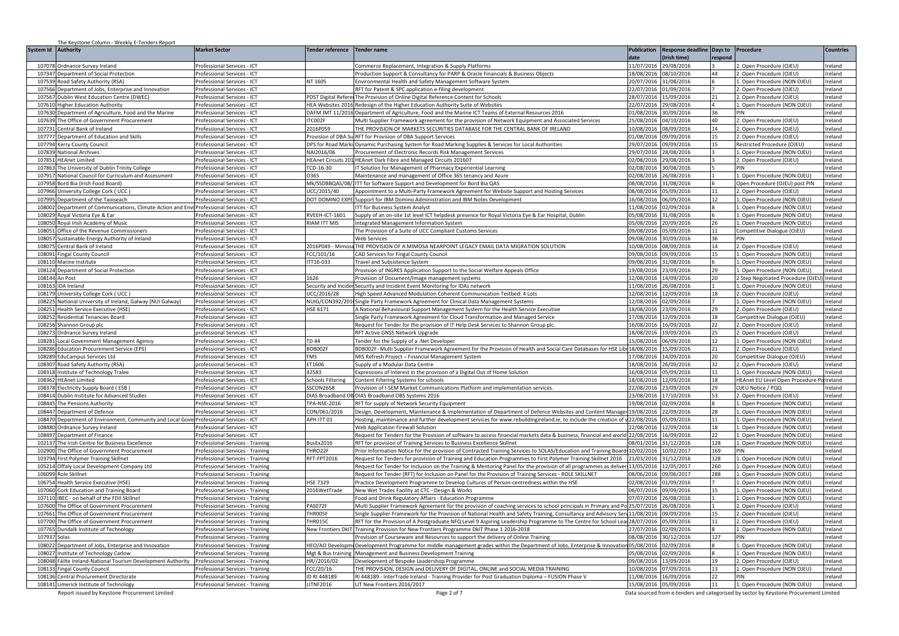The Keystone Column - Weekly E-Tenders Report

| System Id | Authority | Market Sector | Tender reference | Tender name | Publication date | Response deadline (Irish time) | Days to respond | Procedure | Countries |
|---|---|---|---|---|---|---|---|---|---|
| 107078 | Ordnance Survey Ireland | Professional Services - ICT | | Commerce Replacement, Integration & Supply Platforms | 11/07/2016 | 29/08/2016 | 3 | 2. Open Procedure (OJEU) | Ireland |
| 107347 | Department of Social Protection | Professional Services - ICT | | Production Support & Consultancy for PARP & Oracle Financials & Business Objects | 18/08/2016 | 08/10/2016 | 44 | 2. Open Procedure (OJEU) | Ireland |
| 107539 | Road Safety Authority (RSA) | Professional Services - ICT | NT 1605 | Environmental Health and Safety Management Software System | 20/07/2016 | 31/08/2016 | 6 | 1. Open Procedure (NON OJEU) | Ireland |
| 107566 | Department of Jobs, Enterprise and Innovation | Professional Services - ICT | | RFT for Patent & SPC application e-filing development | 22/07/2016 | 01/09/2016 | 7 | 2. Open Procedure (OJEU) | Ireland |
| 107567 | Dublin West Education Centre (DWEC) | Professional Services - ICT | PDST Digital Refere | The Provision of Online Digital Reference Content for Schools | 28/07/2016 | 15/09/2016 | 21 | 2. Open Procedure (OJEU) | Ireland |
| 107610 | Higher Education Authority | Professional Services - ICT | HEA Websites 2016 | Redesign of the Higher Education Authority Suite of Websites | 22/07/2016 | 29/08/2016 | 4 | 1. Open Procedure (NON OJEU) | Ireland |
| 107630 | Department of Agriculture, Food and the Marine | Professional Services - ICT | DAFM IMT 11/2016 | Department of Agriculture, Food and the Marine ICT Teams of External Resources 2016 | 01/08/2016 | 30/09/2016 | 36 | PIN | Ireland |
| 107639 | The Office of Government Procurement | Professional Services - ICT | ITC002F | Multi Supplier Framework agreement for the provision of Network Equipment and Associated Services | 25/08/2016 | 04/10/2016 | 40 | 2. Open Procedure (OJEU) | Ireland |
| 107731 | Central Bank of Ireland | Professional Services - ICT | 2016P059 | THE PROVISION OF MARKETS SECURITIES DATABASE FOR THE CENTRAL BANK OF IRELAND | 10/08/2016 | 08/09/2016 | 14 | 2. Open Procedure (OJEU) | Ireland |
| 107777 | Department of Education and Skills | Professional Services - ICT | Provision of DBA Su | RFT for Provision of DBA Support Services | 01/08/2016 | 09/09/2016 | 15 | 2. Open Procedure (OJEU) | Ireland |
| 107794 | Kerry County Council | Professional Services - ICT | DPS for Road Marki | Dynamic Purchasing System for Road Marking Supplies & Services for Local Authorities | 29/07/2016 | 09/09/2016 | 15 | Restricted Procedure (OJEU) | Ireland |
| 107839 | National Archives | Professional Services - ICT | NAI2016/06 | Procurement of Electronic Records Risk Management Services | 29/07/2016 | 28/08/2016 | 3 | 1. Open Procedure (NON OJEU) | Ireland |
| 107851 | HEAnet Limited | Professional Services - ICT | HEAnet Circuits 201 | HEAnet Dark Fibre and Managed Circuits 201607 | 02/08/2016 | 29/08/2016 | 3 | 2. Open Procedure (OJEU) | Ireland |
| 107863 | The University of Dublin Trinity College | Professional Services - ICT | TCD-16-30 | IT Solution for Management of Pharmacy Experiential Learning | 02/08/2016 | 30/08/2016 | 5 | PIN | Ireland |
| 107917 | National Council for Curriculum and Assessment | Professional Services - ICT | O365 | Maintenance and management of Office 365 tenancy and Azure | 02/08/2016 | 26/08/2016 | 1 | 1. Open Procedure (NON OJEU) | Ireland |
| 107958 | Bord Bia (Irish Food Board) | Professional Services - ICT | Mk/SSDBBQAS/08/ | ITT for Software Support and Development for Bord Bia QAS | 08/08/2016 | 31/08/2016 | 6 | Open Procedure (OJEU) post PIN | Ireland |
| 107966 | University College Cork ( UCC ) | Professional Services - ICT | UCC/2015/40 | Appointment to a Multi-Party Framework Agreement for Website Support and Hosting Services | 08/08/2016 | 05/09/2016 | 11 | 2. Open Procedure (OJEU) | Ireland |
| 107995 | Department of the Taoiseach | Professional Services - ICT | DOT DOMINO EXPE | Support for IBM Domino Administration and IBM Notes Development | 16/08/2016 | 06/09/2016 | 12 | 1. Open Procedure (NON OJEU) | Ireland |
| 108002 | Department of Communications, Climate Action and Envi | Professional Services - ICT | | ITT for Business System Analyst | 11/08/2016 | 02/09/2016 | 8 | 1. Open Procedure (NON OJEU) | Ireland |
| 108029 | Royal Victoria Eye & Ear | Professional Services - ICT | RVEEH-ICT-1601 | Supply of an on-site 1st level ICT helpdesk presence for Royal Victoria Eye & Ear Hospital, Dublin | 05/08/2016 | 31/08/2016 | 6 | 1. Open Procedure (NON OJEU) | Ireland |
| 108050 | Royal Irish Academy of Music | Professional Services - ICT | RIAM ITT MIS | Integrated Management Information System | 05/08/2016 | 20/09/2016 | 26 | 1. Open Procedure (NON OJEU) | Ireland |
| 108051 | Office of the Revenue Commissioners | Professional Services - ICT | | The Provision of a Suite of UCC Compliant Customs Services | 09/08/2016 | 05/09/2016 | 11 | Competitive Dialogue (OJEU) | Ireland |
| 108057 | Sustainable Energy Authority of Ireland | Professional Services - ICT | | Web Services | 09/08/2016 | 30/09/2016 | 36 | PIN | Ireland |
| 108075 | Central Bank of Ireland | Professional Services - ICT | 2016P049 - Mimosa | THE PROVISION OF A MIMOSA NEARPOINT LEGACY EMAIL DATA MIGRATION SOLUTION | 10/08/2016 | 08/09/2016 | 14 | 2. Open Procedure (OJEU) | Ireland |
| 108091 | Fingal County Council | Professional Services - ICT | FCC/101/16 | CAD Services for Fingal County Council | 09/08/2016 | 09/09/2016 | 15 | 1. Open Procedure (NON OJEU) | Ireland |
| 108110 | Marine Institute | Professional Services - ICT | ITT16-033 | Travel and Subsistence System | 09/08/2016 | 31/08/2016 | 6 | 1. Open Procedure (NON OJEU) | Ireland |
| 108124 | Department of Social Protection | Professional Services - ICT | | Provision of INGRES Application Support to the Social Welfare Appeals Office | 19/08/2016 | 23/09/2016 | 29 | 1. Open Procedure (NON OJEU) | Ireland |
| 108144 | An Post | Professional Services - ICT | 1626 | Provision of Document/Image management systems | 12/08/2016 | 14/09/2016 | 20 | 2 Step Negotiated Procedure (OJEU) | Ireland |
| 108163 | IDA Ireland | Professional Services - ICT | Security and Incider | Security and Incident Event Monitoring for IDAs network | 11/08/2016 | 26/08/2016 | 1 | 1. Open Procedure (NON OJEU) | Ireland |
| 108179 | University College Cork ( UCC ) | Professional Services - ICT | UCC/2016/28 | High Speed Advanced Modulation Coherent Communication Testbed: 4 Lots | 12/08/2016 | 12/09/2016 | 18 | 2. Open Procedure (OJEU) | Ireland |
| 108225 | National University of Ireland, Galway (NUI Galway) | Professional Services - ICT | NUIG/CON392/2016 | Single Party Framework Agreement for Clinical Data Management Systems | 12/08/2016 | 02/09/2016 | 7 | 1. Open Procedure (NON OJEU) | Ireland |
| 108251 | Health Service Executive (HSE) | Professional Services - ICT | HSE 6171 | A National Behavioural Support Management System for the Health Service Executive | 18/08/2016 | 23/09/2016 | 29 | 2. Open Procedure (OJEU) | Ireland |
| 108252 | Residential Tenancies Board | Professional Services - ICT | | Single Party Framework Agreement for Cloud Transformation and Managed Service | 17/08/2016 | 12/09/2016 | 18 | Competitive Dialogue (OJEU) | Ireland |
| 108256 | Shannon Group plc | Professional Services - ICT | | Request for Tender for the provision of IT Help Desk Services to Shannon Group plc. | 16/08/2016 | 16/09/2016 | 22 | 2. Open Procedure (OJEU) | Ireland |
| 108273 | Ordnance Survey Ireland | professional Services - ICT | | RFT Active GNSS Network Upgrade | 18/08/2016 | 19/09/2016 | 25 | 2. Open Procedure (OJEU) | Ireland |
| 108281 | Local Government Management Agency | Professional Services - ICT | TD 44 | Tender for the Supply of a .Net Developer | 15/08/2016 | 06/09/2016 | 12 | 1. Open Procedure (NON OJEU) | Ireland |
| 108286 | Education Procurement Service (EPS) | professional Services - ICT | BDB002F | BDB002F- Multi Supplier Framework Agreement for the Provision of Health and Social Care Databases for HSE Libr | 18/08/2016 | 15/09/2016 | 21 | 2. Open Procedure (OJEU) | Ireland |
| 108289 | EduCampus Services Ltd | Professional Services - ICT | FMS | MIS Refresh Project – Financial Management System | 17/08/2016 | 14/09/2016 | 20 | Competitive Dialogue (OJEU) | Ireland |
| 108307 | Road Safety Authority (RSA) | professional Services - ICT | ET1606 | Supply of a Modular Data Centre | 18/08/2016 | 26/09/2016 | 32 | 2. Open Procedure (OJEU) | Ireland |
| 108318 | Institute of Technology Tralee | Professional Services - ICT | 42583 | Expressions of Interest in the provision of a Digital Out of Home Solution | 16/08/2016 | 05/09/2016 | 11 | 1. Open Procedure (NON OJEU) | Ireland |
| 108362 | HEAnet Limited | Professional Services - ICT | Schools Filtering | Content Filtering Systems for schools | 18/08/2016 | 12/09/2016 | 18 | HEAnet EU Level Open Procedure Po | Ireland |
| 108378 | Electricity Supply Board ( ESB ) | Professional Services - ICT | SSCON2658 | Provision of I-SEM Market Communications Platform and implementation services. | 22/08/2016 | 23/09/2016 | 29 | OJEU Notice / PQQ | Ireland |
| 108414 | Dublin Institute for Advanced Studies | Professional Services - ICT | DIAS Broadband OB | DIAS Broadband OBS Systems 2016 | 23/08/2016 | 17/10/2016 | 53 | 2. Open Procedure (OJEU) | Ireland |
| 108445 | The Pensions Authority | Professional Services - ICT | TPA-NSE-2016 | RFT for supply of Network Security Equipment | 19/08/2016 | 02/09/2016 | 8 | 1. Open Procedure (NON OJEU) | Ireland |
| 108447 | Department of Defence | Professional Services - ICT | CON/061/2016 | Design, Development, Maintenance & Implementation of Department of Defence Websites and Content Manager | 19/08/2016 | 22/09/2016 | 28 | 1. Open Procedure (NON OJEU) | Ireland |
| 108470 | Department of Environment, Community and Local Gove | Professional Services - ICT | APH ITT 01 | Hosting, maintenance and further development services for www.rebuildingireland.ie, to include the creation of v | 22/08/2016 | 05/09/2016 | 11 | 1. Open Procedure (NON OJEU) | Ireland |
| 108480 | Ordnance Survey Ireland | Professional Services - ICT | | Web Application Firewall Solution | 22/08/2016 | 12/09/2016 | 18 | 1. Open Procedure (NON OJEU) | Ireland |
| 108497 | Department of Finance | Professional Services - ICT | | Request for Tenders for the Provision of software to access financial markets data & business, financial and world | 22/08/2016 | 16/09/2016 | 22 | 1. Open Procedure (NON OJEU) | Ireland |
| 102137 | The Irish Centre for Business Excellence | Professional Services - Training | BusEx2016 | RFT for provision of Training Services to Business Excellence Skillnet | 08/01/2016 | 31/12/2016 | 128 | 1. Open Procedure (NON OJEU) | Ireland |
| 102900 | The Office of Government Procurement | Professional Services - Training | THRO22F | Prior Information Notice for the provision of Contracted Training Services to SOLAS/Education and Training Board | 10/02/2016 | 10/02/2017 | 169 | PIN | Ireland |
| 103794 | First Polymer Training Skillnet | Professional Services - Training | RFT-FPT2016 | Request for Tenders for provision of Training and Education Programmes to First Polymer Training Skillnet 2016 | 21/03/2016 | 31/12/2016 | 128 | 1. Open Procedure (NON OJEU) | Ireland |
| 105214 | Offaly Local Development Company Ltd | Professional Services - Training | | Request for Tender for Inclusion on the Training & Mentoring Panel for the provision of all programmes as deliver | 13/05/2016 | 12/05/2017 | 260 | 1. Open Procedure (NON OJEU) | Ireland |
| 106099 | Role Skillnet | Professional Services - Training | | Request for Tender (RFT) for Inclusion on Panel for the Provision of Training Services - ROLE SKILLNET | 08/06/2016 | 09/06/2017 | 288 | 1. Open Procedure (NON OJEU) | Ireland |
| 106754 | Health Service Executive (HSE) | Professional Services - Training | HSE 7329 | Practice Development Programme to Develop Cultures of Person-centredness within the HSE | 02/08/2016 | 01/09/2016 | 7 | 1. Open Procedure (NON OJEU) | Ireland |
| 107060 | Cork Education and Training Board | Professional Services - Training | 2016WetTrade | New Wet Trades Facility at CTC - Design & Works | 06/07/2016 | 09/09/2016 | 15 | 1. Open Procedure (NON OJEU) | Ireland |
| 107110 | IBEC - on behalf of the FDII Skillnet | Professional Services - Training | | Food and Drink Regulatory Affairs - Education Programme | 07/07/2016 | 26/08/2016 | 1 | 1. Open Procedure (NON OJEU) | Ireland |
| 107600 | The Office of Government Procurement | Professional Services - Training | PAS072F | Multi Supplier Framework Agreement for the provision of coaching services to school principals in Primary and Po | 25/07/2016 | 26/08/2016 | 1 | 2. Open Procedure (OJEU) | Ireland |
| 107661 | The Office of Government Procurement | Professional Services - Training | THR005F | Single Supplier Framework for the Provision of National Health and Safety Training, Consultancy and Advisory Serv | 11/08/2016 | 09/09/2016 | 15 | 2. Open Procedure (OJEU) | Ireland |
| 107700 | The Office of Government Procurement | Professional Services - Training | THR015C | RFT for the Provision of A Postgraduate NFQ Level 9 Aspiring Leadership Programme to The Centre for School Lead | 28/07/2016 | 05/09/2016 | 11 | 2. Open Procedure (OJEU) | Ireland |
| 107765 | Dundalk Institute of Technology | Professional Services - Training | New Frontiers DkIT | Training Provision for New Frontiers Programme DkIT Phase 1 2016-2018 | 27/07/2016 | 02/09/2016 | 8 | 1. Open Procedure (NON OJEU) | Ireland |
| 107937 | Solas | Professional Services - Training | | Provision of Courseware and Resources to support the delivery of Online Training | 08/08/2016 | 30/12/2016 | 127 | PIN | Ireland |
| 108022 | Department of Jobs, Enterprise and Innovation | Professional Services - Training | HEO/AO Developme | Development Programme for middle management grades within the Department of Jobs, Enterprise & Innovation | 05/08/2016 | 02/09/2016 | 8 | 1. Open Procedure (NON OJEU) | Ireland |
| 108027 | Institute of Technology Carlow | Professional Services - Training | Mgt & Bus training | Management and Business Development Training | 05/08/2016 | 02/09/2016 | 8 | 1. Open Procedure (NON OJEU) | Ireland |
| 108048 | Fáilte Ireland-National Tourism Development Authority | Professional Services - Training | HR//2016/02 | Development of Bespoke Leadership Programme | 09/08/2016 | 13/09/2016 | 19 | 2. Open Procedure (OJEU) | Ireland |
| 108133 | Fingal County Council | Professional Services - Training | FCC/20/16 | THE PROVISION, DESIGN and DELIVERY OF DIGITAL, ONLINE and SOCIAL MEDIA TRAINING | 10/08/2016 | 07/09/2016 | 13 | 1. Open Procedure (NON OJEU) | Ireland |
| 108136 | Central Procurement Directorate | Professional Services - Training | ID RI 448189 | RI 448189 - InterTrade Ireland - Training Provider for Post Graduation Diploma – FUSION Phase V | 11/08/2016 | 16/09/2016 | 22 | PIN | Ireland |
| 108141 | Limerick Institute of Technology | Professional Services - Training | LITNF2016 | LIT New Frontiers 2016/2017 | 15/08/2016 | 05/09/2016 | 11 | 1. Open Procedure (NON OJEU) | Ireland |

Report issued by Keystone Procurement Limited

Data sourced from e-tenders and categorised by sector by Keystone Procurement Limited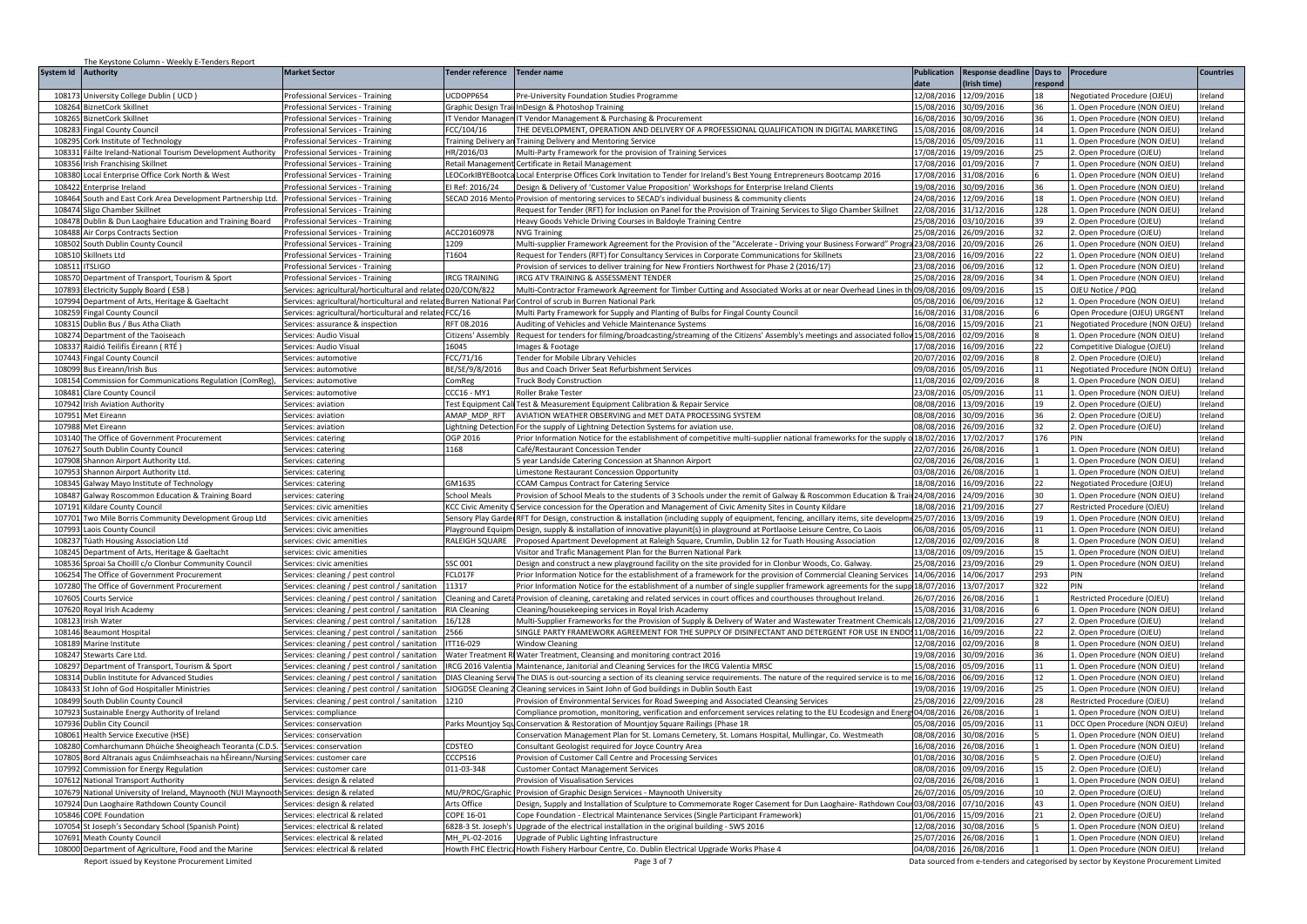The Keystone Column - Weekly E-Tenders Report

| System Id | Authority | Market Sector | Tender reference | Tender name | Publication date | Response deadline (Irish time) | Days to respond | Procedure | Countries |
|---|---|---|---|---|---|---|---|---|---|
| 108173 | University College Dublin ( UCD ) | Professional Services - Training | UCDOPP654 | Pre-University Foundation Studies Programme | 12/08/2016 | 12/09/2016 | 18 | Negotiated Procedure (OJEU) | Ireland |
| 108264 | BiznetCork Skillnet | Professional Services - Training | Graphic Design Trai | InDesign & Photoshop Training | 15/08/2016 | 30/09/2016 | 36 | 1. Open Procedure (NON OJEU) | Ireland |
| 108265 | BiznetCork Skillnet | Professional Services - Training | IT Vendor Managem | IT Vendor Management & Purchasing & Procurement | 16/08/2016 | 30/09/2016 | 36 | 1. Open Procedure (NON OJEU) | Ireland |
| 108283 | Fingal County Council | Professional Services - Training | FCC/104/16 | THE DEVELOPMENT, OPERATION AND DELIVERY OF A PROFESSIONAL QUALIFICATION IN DIGITAL MARKETING | 15/08/2016 | 08/09/2016 | 14 | 1. Open Procedure (NON OJEU) | Ireland |
| 108295 | Cork Institute of Technology | Professional Services - Training | Training Delivery an | Training Delivery and Mentoring Service | 15/08/2016 | 05/09/2016 | 11 | 1. Open Procedure (NON OJEU) | Ireland |
| 108331 | Fáilte Ireland-National Tourism Development Authority | Professional Services - Training | HR/2016/03 | Multi-Party Framework for the provision of Training Services | 17/08/2016 | 19/09/2016 | 25 | 2. Open Procedure (OJEU) | Ireland |
| 108356 | Irish Franchising Skillnet | Professional Services - Training | Retail Management | Certificate in Retail Management | 17/08/2016 | 01/09/2016 | 7 | 1. Open Procedure (NON OJEU) | Ireland |
| 108380 | Local Enterprise Office Cork North & West | Professional Services - Training | LEOCorkIBYEBootca | Local Enterprise Offices Cork Invitation to Tender for Ireland's Best Young Entrepreneurs Bootcamp 2016 | 17/08/2016 | 31/08/2016 | 6 | 1. Open Procedure (NON OJEU) | Ireland |
| 108422 | Enterprise Ireland | Professional Services - Training | EI Ref: 2016/24 | Design & Delivery of 'Customer Value Proposition' Workshops for Enterprise Ireland Clients | 19/08/2016 | 30/09/2016 | 36 | 1. Open Procedure (NON OJEU) | Ireland |
| 108464 | South and East Cork Area Development Partnership Ltd. | Professional Services - Training | SECAD 2016 Mento | Provision of mentoring services to SECAD's individual business & community clients | 24/08/2016 | 12/09/2016 | 18 | 1. Open Procedure (NON OJEU) | Ireland |
| 108474 | Sligo Chamber Skillnet | Professional Services - Training | | Request for Tender (RFT) for Inclusion on Panel for the Provision of Training Services to Sligo Chamber Skillnet | 22/08/2016 | 31/12/2016 | 128 | 1. Open Procedure (NON OJEU) | Ireland |
| 108478 | Dublin & Dun Laoghaire Education and Training Board | Professional Services - Training | | Heavy Goods Vehicle Driving Courses in Baldoyle Training Centre | 25/08/2016 | 03/10/2016 | 39 | 2. Open Procedure (OJEU) | Ireland |
| 108488 | Air Corps Contracts Section | Professional Services - Training | ACC20160978 | NVG Training | 25/08/2016 | 26/09/2016 | 32 | 2. Open Procedure (OJEU) | Ireland |
| 108502 | South Dublin County Council | Professional Services - Training | 1209 | Multi-supplier Framework Agreement for the Provision of the "Accelerate - Driving your Business Forward" Progra | 23/08/2016 | 20/09/2016 | 26 | 1. Open Procedure (NON OJEU) | Ireland |
| 108510 | Skillnets Ltd | Professional Services - Training | T1604 | Request for Tenders (RFT) for Consultancy Services in Corporate Communications for Skillnets | 23/08/2016 | 16/09/2016 | 22 | 1. Open Procedure (NON OJEU) | Ireland |
| 108511 | ITSLIGO | Professional Services - Training | | Provision of services to deliver training for New Frontiers Northwest for Phase 2 (2016/17) | 23/08/2016 | 06/09/2016 | 12 | 1. Open Procedure (NON OJEU) | Ireland |
| 108570 | Department of Transport, Tourism & Sport | Professional Services - Training | IRCG TRAINING | IRCG ATV TRAINING & ASSESSMENT TENDER | 25/08/2016 | 28/09/2016 | 34 | 1. Open Procedure (NON OJEU) | Ireland |
| 107893 | Electricity Supply Board ( ESB ) | Services: agricultural/horticultural and related | D20/CON/822 | Multi-Contractor Framework Agreement for Timber Cutting and Associated Works at or near Overhead Lines in th | 09/08/2016 | 09/09/2016 | 15 | OJEU Notice / PQQ | Ireland |
| 107994 | Department of Arts, Heritage & Gaeltacht | Services: agricultural/horticultural and related | Burren National Par | Control of scrub in Burren National Park | 05/08/2016 | 06/09/2016 | 12 | 1. Open Procedure (NON OJEU) | Ireland |
| 108259 | Fingal County Council | Services: agricultural/horticultural and related | FCC/16 | Multi Party Framework for Supply and Planting of Bulbs for Fingal County Council | 16/08/2016 | 31/08/2016 | 6 | Open Procedure (OJEU) URGENT | Ireland |
| 108315 | Dublin Bus / Bus Atha Cliath | Services: assurance & inspection | RFT 08.2016 | Auditing of Vehicles and Vehicle Maintenance Systems | 16/08/2016 | 15/09/2016 | 21 | Negotiated Procedure (NON OJEU) | Ireland |
| 108274 | Department of the Taoiseach | Services: Audio Visual | Citizens' Assembly | Request for tenders for filming/broadcasting/streaming of the Citizens' Assembly's meetings and associated follov | 15/08/2016 | 02/09/2016 | 8 | 1. Open Procedure (NON OJEU) | Ireland |
| 108337 | Raidió Teilifís Éireann ( RTÉ ) | Services: Audio Visual | 16045 | Images & Footage | 17/08/2016 | 16/09/2016 | 22 | Competitive Dialogue (OJEU) | Ireland |
| 107443 | Fingal County Council | Services: automotive | FCC/71/16 | Tender for Mobile Library Vehicles | 20/07/2016 | 02/09/2016 | 8 | 2. Open Procedure (OJEU) | Ireland |
| 108099 | Bus Eireann/Irish Bus | Services: automotive | BE/SE/9/8/2016 | Bus and Coach Driver Seat Refurbishment Services | 09/08/2016 | 05/09/2016 | 11 | Negotiated Procedure (NON OJEU) | Ireland |
| 108154 | Commission for Communications Regulation (ComReg), | Services: automotive | ComReg | Truck Body Construction | 11/08/2016 | 02/09/2016 | 8 | 1. Open Procedure (NON OJEU) | Ireland |
| 108481 | Clare County Council | Services: automotive | CCC16 - MY1 | Roller Brake Tester | 23/08/2016 | 05/09/2016 | 11 | 1. Open Procedure (NON OJEU) | Ireland |
| 107942 | Irish Aviation Authority | Services: aviation | Test Equipment Cal | Test & Measurement Equipment Calibration & Repair Service | 08/08/2016 | 13/09/2016 | 19 | 2. Open Procedure (OJEU) | Ireland |
| 107951 | Met Eireann | Services: aviation | AMAP_MDP_RFT | AVIATION WEATHER OBSERVING and MET DATA PROCESSING SYSTEM | 08/08/2016 | 30/09/2016 | 36 | 2. Open Procedure (OJEU) | Ireland |
| 107988 | Met Eireann | Services: aviation | Lightning Detection | For the supply of Lightning Detection Systems for aviation use. | 08/08/2016 | 26/09/2016 | 32 | 2. Open Procedure (OJEU) | Ireland |
| 103140 | The Office of Government Procurement | Services: catering | OGP 2016 | Prior Information Notice for the establishment of competitive multi-supplier national frameworks for the supply o | 18/02/2016 | 17/02/2017 | 176 | PIN | Ireland |
| 107627 | South Dublin County Council | Services: catering | 1168 | Café/Restaurant Concession Tender | 22/07/2016 | 26/08/2016 | 1 | 1. Open Procedure (NON OJEU) | Ireland |
| 107908 | Shannon Airport Authority Ltd. | Services: catering | | 5 year Landside Catering Concession at Shannon Airport | 02/08/2016 | 26/08/2016 | 1 | 1. Open Procedure (NON OJEU) | Ireland |
| 107953 | Shannon Airport Authority Ltd. | Services: catering | | Limestone Restaurant Concession Opportunity | 03/08/2016 | 26/08/2016 | 1 | 1. Open Procedure (NON OJEU) | Ireland |
| 108345 | Galway Mayo Institute of Technology | Services: catering | GM1635 | CCAM Campus Contract for Catering Service | 18/08/2016 | 16/09/2016 | 22 | Negotiated Procedure (OJEU) | Ireland |
| 108487 | Galway Roscommon Education & Training Board | services: catering | School Meals | Provision of School Meals to the students of 3 Schools under the remit of Galway & Roscommon Education & Trai | 24/08/2016 | 24/09/2016 | 30 | 1. Open Procedure (NON OJEU) | Ireland |
| 107191 | Kildare County Council | Services: civic amenities | KCC Civic Amenity C | Service concession for the Operation and Management of Civic Amenity Sites in County Kildare | 18/08/2016 | 21/09/2016 | 27 | Restricted Procedure (OJEU) | Ireland |
| 107701 | Two Mile Borris Community Development Group Ltd | Services: civic amenities | Sensory Play Garde | RFT for Design, construction & installation (including supply of equipment, fencing, ancillary items, site developme | 25/07/2016 | 13/09/2016 | 19 | 1. Open Procedure (NON OJEU) | Ireland |
| 107993 | Laois County Council | Services: civic amenities | Playground Equipm | Design, supply & installation of innovative playunit(s) in playground at Portlaoise Leisure Centre, Co Laois | 06/08/2016 | 05/09/2016 | 11 | 1. Open Procedure (NON OJEU) | Ireland |
| 108237 | Túath Housing Association Ltd | services: civic amenities | RALEIGH SQUARE | Proposed Apartment Development at Raleigh Square, Crumlin, Dublin 12 for Tuath Housing Association | 12/08/2016 | 02/09/2016 | 8 | 1. Open Procedure (NON OJEU) | Ireland |
| 108245 | Department of Arts, Heritage & Gaeltacht | services: civic amenities | | Visitor and Trafic Management Plan for the Burren National Park | 13/08/2016 | 09/09/2016 | 15 | 1. Open Procedure (NON OJEU) | Ireland |
| 108536 | Sproai Sa Choilll c/o Clonbur Community Council | Services: civic amenities | SSC 001 | Design and construct a new playground facility on the site provided for in Clonbur Woods, Co. Galway. | 25/08/2016 | 23/09/2016 | 29 | 1. Open Procedure (NON OJEU) | Ireland |
| 106254 | The Office of Government Procurement | Services: cleaning / pest control | FCL017F | Prior Information Notice for the establishment of a framework for the provision of Commercial Cleaning Services | 14/06/2016 | 14/06/2017 | 293 | PIN | Ireland |
| 107280 | The Office of Government Procurement | Services: cleaning / pest control / sanitation | 11317 | Prior Information Notice for the establishment of a number of single supplier framework agreements for the supp | 18/07/2016 | 13/07/2017 | 322 | PIN | Ireland |
| 107605 | Courts Service | Services: cleaning / pest control / sanitation | Cleaning and Careta | Provision of cleaning, caretaking and related services in court offices and courthouses throughout Ireland. | 26/07/2016 | 26/08/2016 | 1 | Restricted Procedure (OJEU) | Ireland |
| 107620 | Royal Irish Academy | Services: cleaning / pest control / sanitation | RIA Cleaning | Cleaning/housekeeping services in Royal Irish Academy | 15/08/2016 | 31/08/2016 | 6 | 1. Open Procedure (NON OJEU) | Ireland |
| 108123 | Irish Water | Services: cleaning / pest control / sanitation | 16/128 | Multi-Supplier Frameworks for the Provision of Supply & Delivery of Water and Wastewater Treatment Chemicals | 12/08/2016 | 21/09/2016 | 27 | 2. Open Procedure (OJEU) | Ireland |
| 108146 | Beaumont Hospital | Services: cleaning / pest control / sanitation | 2566 | SINGLE PARTY FRAMEWORK AGREEMENT FOR THE SUPPLY OF DISINFECTANT AND DETERGENT FOR USE IN ENDO | 11/08/2016 | 16/09/2016 | 22 | 2. Open Procedure (OJEU) | Ireland |
| 108189 | Marine Institute | Services: cleaning / pest control / sanitation | ITT16-029 | Window Cleaning | 12/08/2016 | 02/09/2016 | 8 | 1. Open Procedure (NON OJEU) | Ireland |
| 108247 | Stewarts Care Ltd. | Services: cleaning / pest control / sanitation | Water Treatment R | Water Treatment, Cleansing and monitoring contract 2016 | 19/08/2016 | 30/09/2016 | 36 | 1. Open Procedure (NON OJEU) | Ireland |
| 108297 | Department of Transport, Tourism & Sport | Services: cleaning / pest control / sanitation | IRCG 2016 Valentia | Maintenance, Janitorial and Cleaning Services for the IRCG Valentia MRSC | 15/08/2016 | 05/09/2016 | 11 | 1. Open Procedure (NON OJEU) | Ireland |
| 108314 | Dublin Institute for Advanced Studies | Services: cleaning / pest control / sanitation | DIAS Cleaning Servi | The DIAS is out-sourcing a section of its cleaning service requirements. The nature of the required service is to me | 16/08/2016 | 06/09/2016 | 12 | 1. Open Procedure (NON OJEU) | Ireland |
| 108433 | St John of God Hospitaller Ministries | Services: cleaning / pest control / sanitation | SJOGDSE Cleaning 2 | Cleaning services in Saint John of God buildings in Dublin South East | 19/08/2016 | 19/09/2016 | 25 | 1. Open Procedure (NON OJEU) | Ireland |
| 108499 | South Dublin County Council | Services: cleaning / pest control / sanitation | 1210 | Provision of Environmental Services for Road Sweeping and Associated Cleansing Services | 25/08/2016 | 22/09/2016 | 28 | Restricted Procedure (OJEU) | Ireland |
| 107923 | Sustainable Energy Authority of Ireland | Services: compliance | | Compliance promotion, monitoring, verification and enforcement services relating to the EU Ecodesign and Energ | 04/08/2016 | 26/08/2016 | 1 | 1. Open Procedure (NON OJEU) | Ireland |
| 107936 | Dublin City Council | Services: conservation | Parks Mountjoy Squ | Conservation & Restoration of Mountjoy Square Railings (Phase 1R | 05/08/2016 | 05/09/2016 | 11 | DCC Open Procedure (NON OJEU) | Ireland |
| 108061 | Health Service Executive (HSE) | Services: conservation | | Conservation Management Plan for St. Lomans Cemetery, St. Lomans Hospital, Mullingar, Co. Westmeath | 08/08/2016 | 30/08/2016 | 5 | 1. Open Procedure (NON OJEU) | Ireland |
| 108280 | Comharchumann Dhúiche Sheoigheach Teoranta (C.D.S. | Services: conservation | CDSTEO | Consultant Geologist required for Joyce Country Area | 16/08/2016 | 26/08/2016 | 1 | 1. Open Procedure (NON OJEU) | Ireland |
| 107805 | Bord Altranais agus Cnáimhseachais na hÉireann/Nursing | Services: customer care | CCCPS16 | Provision of Customer Call Centre and Processing Services | 01/08/2016 | 30/08/2016 | 5 | 2. Open Procedure (OJEU) | Ireland |
| 107992 | Commission for Energy Regulation | Services: customer care | 011-03-348 | Customer Contact Management Services | 08/08/2016 | 09/09/2016 | 15 | 2. Open Procedure (OJEU) | Ireland |
| 107612 | National Transport Authority | Services: design & related | | Provision of Visualisation Services | 02/08/2016 | 26/08/2016 | 1 | 1. Open Procedure (NON OJEU) | Ireland |
| 107679 | National University of Ireland, Maynooth (NUI Maynooth | Services: design & related | MU/PROC/Graphic | Provision of Graphic Design Services - Maynooth University | 26/07/2016 | 05/09/2016 | 10 | 2. Open Procedure (OJEU) | Ireland |
| 107924 | Dun Laoghaire Rathdown County Council | Services: design & related | Arts Office | Design, Supply and Installation of Sculpture to Commemorate Roger Casement for Dun Laoghaire- Rathdown Cour | 03/08/2016 | 07/10/2016 | 43 | 1. Open Procedure (NON OJEU) | Ireland |
| 105846 | COPE Foundation | Services: electrical & related | COPE 16-01 | Cope Foundation - Electrical Maintenance Services (Single Participant Framework) | 01/06/2016 | 15/09/2016 | 21 | 2. Open Procedure (OJEU) | Ireland |
| 107054 | St Joseph's Secondary School (Spanish Point) | Services: electrical & related | 6828-3 St. Joseph's | Upgrade of the electrical installation in the original building - SWS 2016 | 12/08/2016 | 30/08/2016 | 5 | 1. Open Procedure (NON OJEU) | Ireland |
| 107691 | Meath County Council | Services: electrical & related | MH_PL-02-2016 | Upgrade of Public Lighting Infrastructure | 25/07/2016 | 26/08/2016 | 1 | 1. Open Procedure (NON OJEU) | Ireland |
| 108000 | Department of Agriculture, Food and the Marine | Services: electrical & related | Howth FHC Electrica | Howth Fishery Harbour Centre, Co. Dublin Electrical Upgrade Works Phase 4 | 04/08/2016 | 26/08/2016 | 1 | 1. Open Procedure (NON OJEU) | Ireland |

Report issued by Keystone Procurement Limited

Data sourced from e-tenders and categorised by sector by Keystone Procurement Limited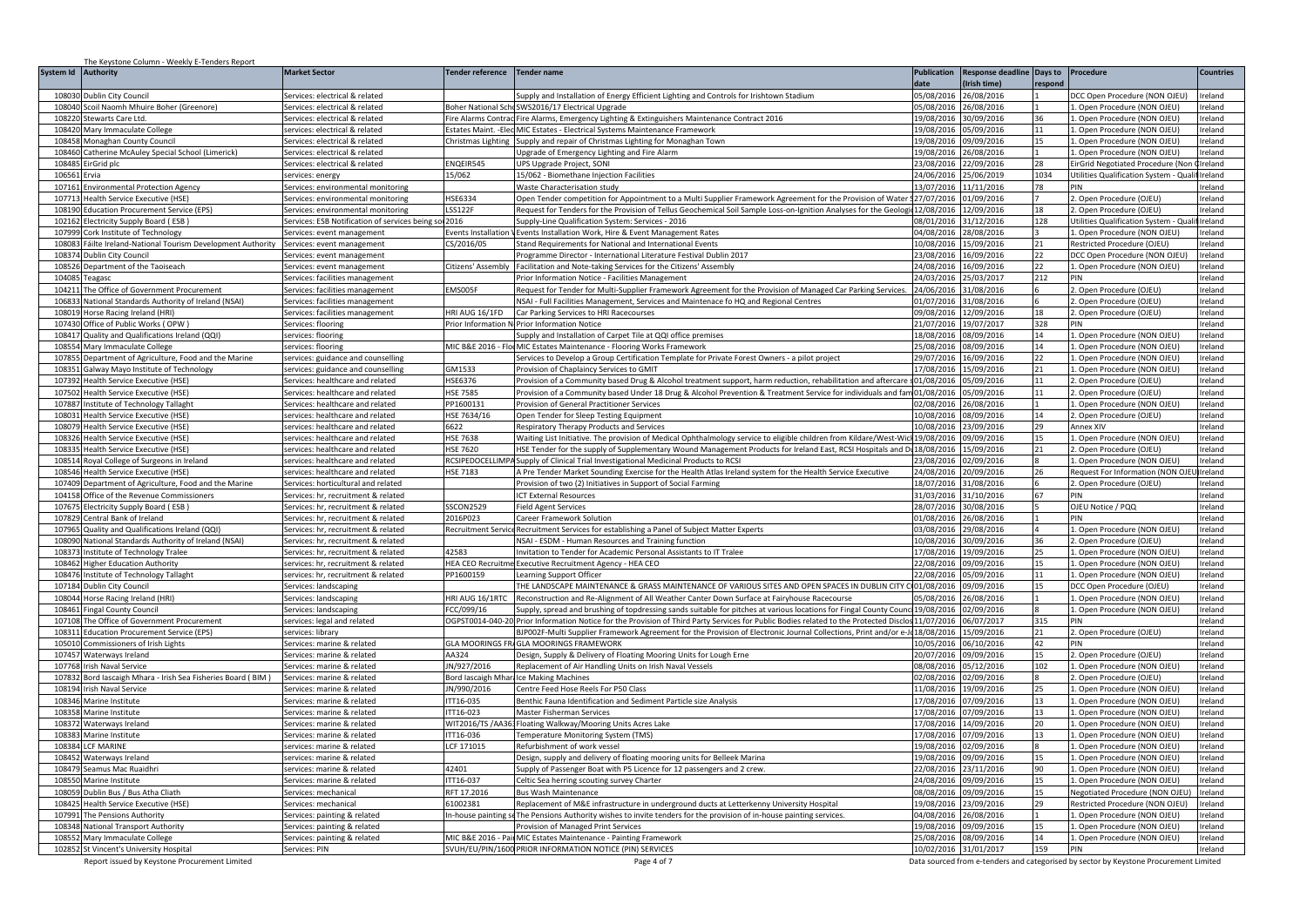The Keystone Column - Weekly E-Tenders Report

| System Id | Authority | Market Sector | Tender reference | Tender name | Publication date | Response deadline (Irish time) | Days to respond | Procedure | Countries |
|---|---|---|---|---|---|---|---|---|---|
| 108030 | Dublin City Council | Services: electrical & related | | Supply and Installation of Energy Efficient Lighting and Controls for Irishtown Stadium | 05/08/2016 | 26/08/2016 | 1 | DCC Open Procedure (NON OJEU) | Ireland |
| 108040 | Scoil Naomh Mhuire Boher (Greenore) | Services: electrical & related | Boher National Scho | SWS2016/17 Electrical Upgrade | 05/08/2016 | 26/08/2016 | 1 | 1. Open Procedure (NON OJEU) | Ireland |
| 108220 | Stewarts Care Ltd. | Services: electrical & related | Fire Alarms Contrac | Fire Alarms, Emergency Lighting & Extinguishers Maintenance Contract 2016 | 19/08/2016 | 30/09/2016 | 36 | 1. Open Procedure (NON OJEU) | Ireland |
| 108420 | Mary Immaculate College | services: electrical & related | Estates Maint. -Elec | MIC Estates - Electrical Systems Maintenance Framework | 19/08/2016 | 05/09/2016 | 11 | 1. Open Procedure (NON OJEU) | Ireland |
| 108458 | Monaghan County Council | Services: electrical & related | Christmas Lighting | Supply and repair of Christmas Lighting for Monaghan Town | 19/08/2016 | 09/09/2016 | 15 | 1. Open Procedure (NON OJEU) | Ireland |
| 108460 | Catherine McAuley Special School (Limerick) | Services: electrical & related | | Upgrade of Emergency Lighting and Fire Alarm | 19/08/2016 | 26/08/2016 | 1 | 1. Open Procedure (NON OJEU) | Ireland |
| 108485 | EirGrid plc | Services: electrical & related | ENQEIR545 | UPS Upgrade Project, SONI | 23/08/2016 | 22/09/2016 | 28 | EirGrid Negotiated Procedure (Non O | Ireland |
| 106561 | Ervia | services: energy | 15/062 | 15/062 - Biomethane Injection Facilities | 24/06/2016 | 25/06/2019 | 1034 | Utilities Qualification System - Qualif | Ireland |
| 107161 | Environmental Protection Agency | Services: environmental monitoring | | Waste Characterisation study | 13/07/2016 | 11/11/2016 | 78 | PIN | Ireland |
| 107713 | Health Service Executive (HSE) | Services: environmental monitoring | HSE6334 | Open Tender competition for Appointment to a Multi Supplier Framework Agreement for the Provision of Water S | 27/07/2016 | 01/09/2016 | 7 | 2. Open Procedure (OJEU) | Ireland |
| 108190 | Education Procurement Service (EPS) | Services: environmental monitoring | LSS122F | Request for Tenders for the Provision of Tellus Geochemical Soil Sample Loss-on-Ignition Analyses for the Geologi | 12/08/2016 | 12/09/2016 | 18 | 2. Open Procedure (OJEU) | Ireland |
| 102162 | Electricity Supply Board ( ESB ) | Services: ESB Notification of services being so | 2016 | Supply-Line Qualification System: Services - 2016 | 08/01/2016 | 31/12/2016 | 128 | Utilities Qualification System - Qualif | Ireland |
| 107999 | Cork Institute of Technology | Services: event management | Events Installation W | Events Installation Work, Hire & Event Management Rates | 04/08/2016 | 28/08/2016 | 3 | 1. Open Procedure (NON OJEU) | Ireland |
| 108083 | Fáilte Ireland-National Tourism Development Authority | Services: event management | CS/2016/05 | Stand Requirements for National and International Events | 10/08/2016 | 15/09/2016 | 21 | Restricted Procedure (OJEU) | Ireland |
| 108374 | Dublin City Council | Services: event management | | Programme Director - International Literature Festival Dublin 2017 | 23/08/2016 | 16/09/2016 | 22 | DCC Open Procedure (NON OJEU) | Ireland |
| 108526 | Department of the Taoiseach | Services: event management | Citizens' Assembly | Facilitation and Note-taking Services for the Citizens' Assembly | 24/08/2016 | 16/09/2016 | 22 | 1. Open Procedure (NON OJEU) | Ireland |
| 104085 | Teagasc | Services: facilities management | | Prior Information Notice - Facilities Management | 24/03/2016 | 25/03/2017 | 212 | PIN | Ireland |
| 104211 | The Office of Government Procurement | Services: facilities management | EMS005F | Request for Tender for Multi-Supplier Framework Agreement for the Provision of Managed Car Parking Services. | 24/06/2016 | 31/08/2016 | 6 | 2. Open Procedure (OJEU) | Ireland |
| 106833 | National Standards Authority of Ireland (NSAI) | Services: facilities management | | NSAI - Full Facilities Management, Services and Maintenace fo HQ and Regional Centres | 01/07/2016 | 31/08/2016 | 6 | 2. Open Procedure (OJEU) | Ireland |
| 108019 | Horse Racing Ireland (HRI) | Services: facilities management | HRI AUG 16/1FD | Car Parking Services to HRI Racecourses | 09/08/2016 | 12/09/2016 | 18 | 2. Open Procedure (OJEU) | Ireland |
| 107430 | Office of Public Works ( OPW ) | Services: flooring | Prior Information N | Prior Information Notice | 21/07/2016 | 19/07/2017 | 328 | PIN | Ireland |
| 108417 | Quality and Qualifications Ireland (QQI) | services: flooring | | Supply and Installation of Carpet Tile at QQI office premises | 18/08/2016 | 08/09/2016 | 14 | 1. Open Procedure (NON OJEU) | Ireland |
| 108554 | Mary Immaculate College | services: flooring | MIC B&E 2016 - Flo | MIC Estates Maintenance - Flooring Works Framework | 25/08/2016 | 08/09/2016 | 14 | 1. Open Procedure (NON OJEU) | Ireland |
| 107855 | Department of Agriculture, Food and the Marine | services: guidance and counselling | | Services to Develop a Group Certification Template for Private Forest Owners - a pilot project | 29/07/2016 | 16/09/2016 | 22 | 1. Open Procedure (NON OJEU) | Ireland |
| 108351 | Galway Mayo Institute of Technology | services: guidance and counselling | GM1533 | Provision of Chaplaincy Services to GMIT | 17/08/2016 | 15/09/2016 | 21 | 1. Open Procedure (NON OJEU) | Ireland |
| 107392 | Health Service Executive (HSE) | Services: healthcare and related | HSE6376 | Provision of a Community based Drug & Alcohol treatment support, harm reduction, rehabilitation and aftercare s | 01/08/2016 | 05/09/2016 | 11 | 2. Open Procedure (OJEU) | Ireland |
| 107502 | Health Service Executive (HSE) | Services: healthcare and related | HSE 7585 | Provision of a Community based Under 18 Drug & Alcohol Prevention & Treatment Service for individuals and fam | 01/08/2016 | 05/09/2016 | 11 | 2. Open Procedure (OJEU) | Ireland |
| 107887 | Institute of Technology Tallaght | Services: healthcare and related | PP1600131 | Provision of General Practitioner Services | 02/08/2016 | 26/08/2016 | 1 | 1. Open Procedure (NON OJEU) | Ireland |
| 108031 | Health Service Executive (HSE) | services: healthcare and related | HSE 7634/16 | Open Tender for Sleep Testing Equipment | 10/08/2016 | 08/09/2016 | 14 | 2. Open Procedure (OJEU) | Ireland |
| 108079 | Health Service Executive (HSE) | services: healthcare and related | 6622 | Respiratory Therapy Products and Services | 10/08/2016 | 23/09/2016 | 29 | Annex XIV | Ireland |
| 108326 | Health Service Executive (HSE) | services: healthcare and related | HSE 7638 | Waiting List Initiative. The provision of Medical Ophthalmology service to eligible children from Kildare/West-Wic | 19/08/2016 | 09/09/2016 | 15 | 1. Open Procedure (NON OJEU) | Ireland |
| 108335 | Health Service Executive (HSE) | services: healthcare and related | HSE 7620 | HSE Tender for the supply of Supplementary Wound Management Products for Ireland East, RCSI Hospitals and D | 18/08/2016 | 15/09/2016 | 21 | 2. Open Procedure (OJEU) | Ireland |
| 108514 | Royal College of Surgeons in Ireland | services: healthcare and related | RCSIPEDOCELLIMPA | Supply of Clinical Trial Investigational Medicinal Products to RCSI | 23/08/2016 | 02/09/2016 | 8 | 1. Open Procedure (NON OJEU) | Ireland |
| 108546 | Health Service Executive (HSE) | services: healthcare and related | HSE 7183 | A Pre Tender Market Sounding Exercise for the Health Atlas Ireland system for the Health Service Executive | 24/08/2016 | 20/09/2016 | 26 | Request For Information (NON OJEU | Ireland |
| 107409 | Department of Agriculture, Food and the Marine | Services: horticultural and related | | Provision of two (2) Initiatives in Support of Social Farming | 18/07/2016 | 31/08/2016 | 6 | 2. Open Procedure (OJEU) | Ireland |
| 104158 | Office of the Revenue Commissioners | Services: hr, recruitment & related | | ICT External Resources | 31/03/2016 | 31/10/2016 | 67 | PIN | Ireland |
| 107675 | Electricity Supply Board ( ESB ) | Services: hr, recruitment & related | SSCON2529 | Field Agent Services | 28/07/2016 | 30/08/2016 | 5 | OJEU Notice / PQQ | Ireland |
| 107829 | Central Bank of Ireland | Services: hr, recruitment & related | 2016P023 | Career Framework Solution | 01/08/2016 | 26/08/2016 | 1 | PIN | Ireland |
| 107965 | Quality and Qualifications Ireland (QQI) | Services: hr, recruitment & related | Recruitment Service | Recruitment Services for establishing a Panel of Subject Matter Experts | 03/08/2016 | 29/08/2016 | 4 | 1. Open Procedure (NON OJEU) | Ireland |
| 108090 | National Standards Authority of Ireland (NSAI) | Services: hr, recruitment & related | | NSAI - ESDM - Human Resources and Training function | 10/08/2016 | 30/09/2016 | 36 | 2. Open Procedure (OJEU) | Ireland |
| 108373 | Institute of Technology Tralee | Services: hr, recruitment & related | 42583 | Invitation to Tender for Academic Personal Assistants to IT Tralee | 17/08/2016 | 19/09/2016 | 25 | 1. Open Procedure (NON OJEU) | Ireland |
| 108462 | Higher Education Authority | services: hr, recruitment & related | HEA CEO Recruitme | Executive Recruitment Agency - HEA CEO | 22/08/2016 | 09/09/2016 | 15 | 1. Open Procedure (NON OJEU) | Ireland |
| 108476 | Institute of Technology Tallaght | services: hr, recruitment & related | PP1600159 | Learning Support Officer | 22/08/2016 | 05/09/2016 | 11 | 1. Open Procedure (NON OJEU) | Ireland |
| 107184 | Dublin City Council | Services: landscaping | | THE LANDSCAPE MAINTENANCE & GRASS MAINTENANCE OF VARIOUS SITES AND OPEN SPACES IN DUBLIN CITY C | 01/08/2016 | 09/09/2016 | 15 | DCC Open Procedure (OJEU) | Ireland |
| 108044 | Horse Racing Ireland (HRI) | Services: landscaping | HRI AUG 16/1RTC | Reconstruction and Re-Alignment of All Weather Canter Down Surface at Fairyhouse Racecourse | 05/08/2016 | 26/08/2016 | 1 | 1. Open Procedure (NON OJEU) | Ireland |
| 108461 | Fingal County Council | Services: landscaping | FCC/099/16 | Supply, spread and brushing of topdressing sands suitable for pitches at various locations for Fingal County Counc | 19/08/2016 | 02/09/2016 | 8 | 1. Open Procedure (NON OJEU) | Ireland |
| 107108 | The Office of Government Procurement | services: legal and related | OGPST0014-040-20 | Prior Information Notice for the Provision of Third Party Services for Public Bodies related to the Protected Disclos | 11/07/2016 | 06/07/2017 | 315 | PIN | Ireland |
| 108311 | Education Procurement Service (EPS) | services: library | | BJP002F-Multi Supplier Framework Agreement for the Provision of Electronic Journal Collections, Print and/or e-Jo | 18/08/2016 | 15/09/2016 | 21 | 2. Open Procedure (OJEU) | Ireland |
| 105010 | Commissioners of Irish Lights | Services: marine & related | GLA MOORINGS FR | GLA MOORINGS FRAMEWORK | 10/05/2016 | 06/10/2016 | 42 | PIN | Ireland |
| 107457 | Waterways Ireland | Services: marine & related | AA324 | Design, Supply & Delivery of Floating Mooring Units for Lough Erne | 20/07/2016 | 09/09/2016 | 15 | 2. Open Procedure (OJEU) | Ireland |
| 107768 | Irish Naval Service | Services: marine & related | JN/927/2016 | Replacement of Air Handling Units on Irish Naval Vessels | 08/08/2016 | 05/12/2016 | 102 | 1. Open Procedure (NON OJEU) | Ireland |
| 107832 | Bord Iascaigh Mhara - Irish Sea Fisheries Board ( BIM ) | Services: marine & related | Bord Iascaigh Mhar | Ice Making Machines | 02/08/2016 | 02/09/2016 | 8 | 2. Open Procedure (OJEU) | Ireland |
| 108194 | Irish Naval Service | Services: marine & related | JN/990/2016 | Centre Feed Hose Reels For P50 Class | 11/08/2016 | 19/09/2016 | 25 | 1. Open Procedure (NON OJEU) | Ireland |
| 108346 | Marine Institute | Services: marine & related | ITT16-035 | Benthic Fauna Identification and Sediment Particle size Analysis | 17/08/2016 | 07/09/2016 | 13 | 1. Open Procedure (NON OJEU) | Ireland |
| 108358 | Marine Institute | Services: marine & related | ITT16-023 | Master Fisherman Services | 17/08/2016 | 07/09/2016 | 13 | 1. Open Procedure (NON OJEU) | Ireland |
| 108372 | Waterways Ireland | Services: marine & related | WIT2016/TS /AA36 | Floating Walkway/Mooring Units Acres Lake | 17/08/2016 | 14/09/2016 | 20 | 1. Open Procedure (NON OJEU) | Ireland |
| 108383 | Marine Institute | Services: marine & related | ITT16-036 | Temperature Monitoring System (TMS) | 17/08/2016 | 07/09/2016 | 13 | 1. Open Procedure (NON OJEU) | Ireland |
| 108384 | LCF MARINE | services: marine & related | LCF 171015 | Refurbishment of work vessel | 19/08/2016 | 02/09/2016 | 8 | 1. Open Procedure (NON OJEU) | Ireland |
| 108452 | Waterways Ireland | services: marine & related | | Design, supply and delivery of floating mooring units for Belleek Marina | 19/08/2016 | 09/09/2016 | 15 | 1. Open Procedure (NON OJEU) | Ireland |
| 108479 | Seamus Mac Ruaidhri | services: marine & related | 42401 | Supply of Passenger Boat with P5 Licence for 12 passengers and 2 crew. | 22/08/2016 | 23/11/2016 | 90 | 1. Open Procedure (NON OJEU) | Ireland |
| 108550 | Marine Institute | Services: marine & related | ITT16-037 | Celtic Sea herring scouting survey Charter | 24/08/2016 | 09/09/2016 | 15 | 1. Open Procedure (NON OJEU) | Ireland |
| 108059 | Dublin Bus / Bus Atha Cliath | Services: mechanical | RFT 17.2016 | Bus Wash Maintenance | 08/08/2016 | 09/09/2016 | 15 | Negotiated Procedure (NON OJEU) | Ireland |
| 108425 | Health Service Executive (HSE) | Services: mechanical | 61002381 | Replacement of M&E infrastructure in underground ducts at Letterkenny University Hospital | 19/08/2016 | 23/09/2016 | 29 | Restricted Procedure (NON OJEU) | Ireland |
| 107991 | The Pensions Authority | Services: painting & related | In-house painting se | The Pensions Authority wishes to invite tenders for the provision of in-house painting services. | 04/08/2016 | 26/08/2016 | 1 | 1. Open Procedure (NON OJEU) | Ireland |
| 108348 | National Transport Authority | Services: painting & related | | Provision of Managed Print Services | 19/08/2016 | 09/09/2016 | 15 | 1. Open Procedure (NON OJEU) | Ireland |
| 108552 | Mary Immaculate College | Services: painting & related | MIC B&E 2016 - Pai | MIC Estates Maintenance - Painting Framework | 25/08/2016 | 08/09/2016 | 14 | 1. Open Procedure (NON OJEU) | Ireland |
| 102852 | St Vincent's University Hospital | Services: PIN | SVUH/EU/PIN/1600 | PRIOR INFORMATION NOTICE (PIN) SERVICES | 10/02/2016 | 31/01/2017 | 159 | PIN | Ireland |

Report issued by Keystone Procurement Limited

Data sourced from e-tenders and categorised by sector by Keystone Procurement Limited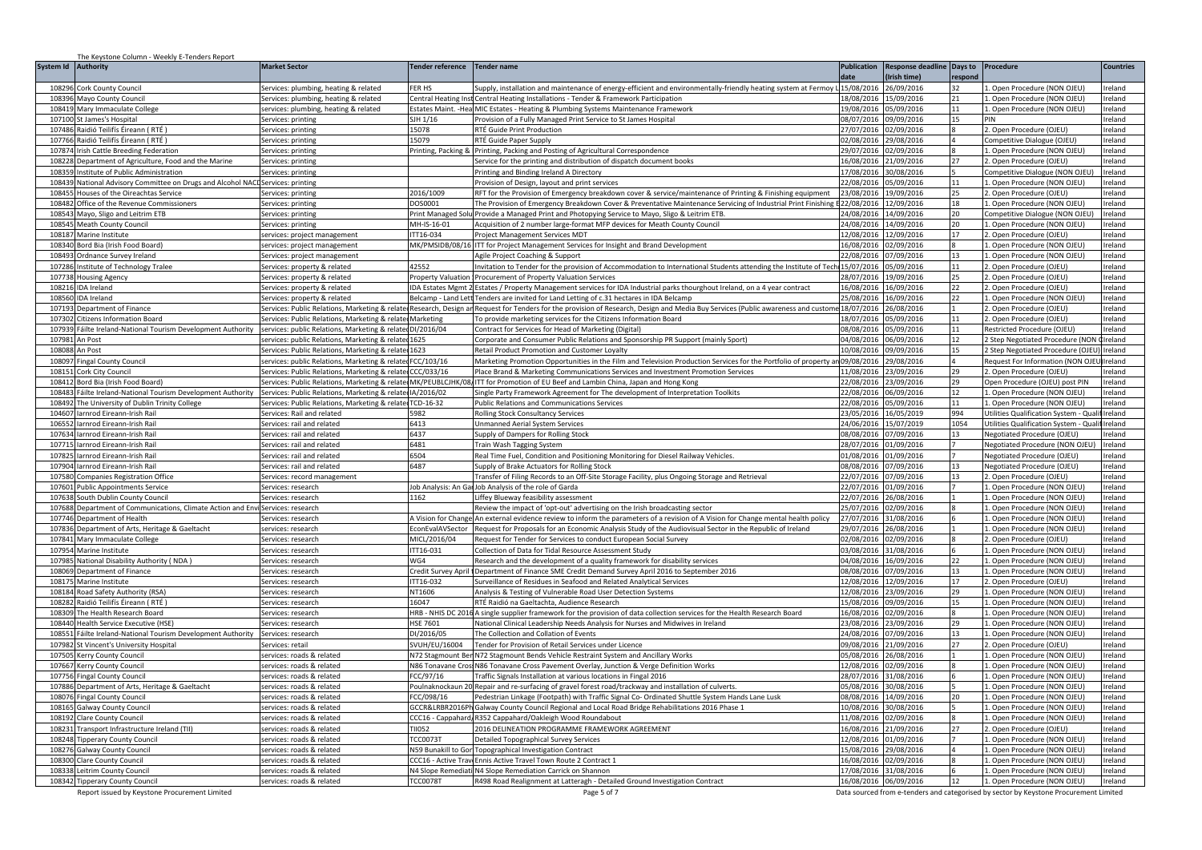The Keystone Column - Weekly E-Tenders Report

| System Id | Authority | Market Sector | Tender reference | Tender name | Publication date | Response deadline (Irish time) | Days to respond | Procedure | Countries |
|---|---|---|---|---|---|---|---|---|---|
| 108296 | Cork County Council | Services: plumbing, heating & related | FER HS | Supply, installation and maintenance of energy-efficient and environmentally-friendly heating system at Fermoy L | 15/08/2016 | 26/09/2016 | 32 | 1. Open Procedure (NON OJEU) | Ireland |
| 108396 | Mayo County Council | Services: plumbing, heating & related | Central Heating Inst | Central Heating Installations - Tender & Framework Participation | 18/08/2016 | 15/09/2016 | 21 | 1. Open Procedure (NON OJEU) | Ireland |
| 108419 | Mary Immaculate College | services: plumbing, heating & related | Estates Maint. -Hea | MIC Estates - Heating & Plumbing Systems Maintenance Framework | 19/08/2016 | 05/09/2016 | 11 | 1. Open Procedure (NON OJEU) | Ireland |
| 107100 | St James's Hospital | Services: printing | SJH 1/16 | Provision of a Fully Managed Print Service to St James Hospital | 08/07/2016 | 09/09/2016 | 15 | PIN | Ireland |
| 107486 | Raidió Teilifís Éireann ( RTÉ ) | Services: printing | 15078 | RTÉ Guide Print Production | 27/07/2016 | 02/09/2016 | 8 | 2. Open Procedure (OJEU) | Ireland |
| 107766 | Raidió Teilifís Éireann ( RTÉ ) | Services: printing | 15079 | RTÉ Guide Paper Supply | 02/08/2016 | 29/08/2016 | 4 | Competitive Dialogue (OJEU) | Ireland |
| 107874 | Irish Cattle Breeding Federation | Services: printing | Printing, Packing & | Printing, Packing and Posting of Agricultural Correspondence | 29/07/2016 | 02/09/2016 | 8 | 1. Open Procedure (NON OJEU) | Ireland |
| 108228 | Department of Agriculture, Food and the Marine | Services: printing | | Service for the printing and distribution of dispatch document books | 16/08/2016 | 21/09/2016 | 27 | 2. Open Procedure (OJEU) | Ireland |
| 108359 | Institute of Public Administration | Services: printing | | Printing and Binding Ireland A Directory | 17/08/2016 | 30/08/2016 | 5 | Competitive Dialogue (NON OJEU) | Ireland |
| 108439 | National Advisory Committee on Drugs and Alcohol NACD | Services: printing | | Provision of Design, layout and print services | 22/08/2016 | 05/09/2016 | 11 | 1. Open Procedure (NON OJEU) | Ireland |
| 108455 | Houses of the Oireachtas Service | Services: printing | 2016/1009 | RFT for the Provision of Emergency breakdown cover & service/maintenance of Printing & Finishing equipment | 23/08/2016 | 19/09/2016 | 25 | 2. Open Procedure (OJEU) | Ireland |
| 108482 | Office of the Revenue Commissioners | Services: printing | DOS0001 | The Provision of Emergency Breakdown Cover & Preventative Maintenance Servicing of Industrial Print Finishing E | 22/08/2016 | 12/09/2016 | 18 | 1. Open Procedure (NON OJEU) | Ireland |
| 108543 | Mayo, Sligo and Leitrim ETB | Services: printing | Print Managed Solu | Provide a Managed Print and Photopying Service to Mayo, Sligo & Leitrim ETB. | 24/08/2016 | 14/09/2016 | 20 | Competitive Dialogue (NON OJEU) | Ireland |
| 108545 | Meath County Council | Services: printing | MH-IS-16-01 | Acquisition of 2 number large-format MFP devices for Meath County Council | 24/08/2016 | 14/09/2016 | 20 | 1. Open Procedure (NON OJEU) | Ireland |
| 108187 | Marine Institute | services: project management | ITT16-034 | Project Management Services MDT | 12/08/2016 | 12/09/2016 | 17 | 2. Open Procedure (OJEU) | Ireland |
| 108340 | Bord Bia (Irish Food Board) | services: project management | MK/PMSIDB/08/16 | ITT for Project Management Services for Insight and Brand Development | 16/08/2016 | 02/09/2016 | 8 | 1. Open Procedure (NON OJEU) | Ireland |
| 108493 | Ordnance Survey Ireland | Services: project management | | Agile Project Coaching & Support | 22/08/2016 | 07/09/2016 | 13 | 1. Open Procedure (NON OJEU) | Ireland |
| 107286 | Institute of Technology Tralee | Services: property & related | 42552 | Invitation to Tender for the provision of Accommodation to International Students attending the Institute of Tech | 15/07/2016 | 05/09/2016 | 11 | 2. Open Procedure (OJEU) | Ireland |
| 107738 | Housing Agency | Services: property & related | Property Valuation | Procurement of Property Valuation Services | 28/07/2016 | 19/09/2016 | 25 | 2. Open Procedure (OJEU) | Ireland |
| 108216 | IDA Ireland | Services: property & related | IDA Estates Mgmt 2 | Estates / Property Management services for IDA Industrial parks thourghout Ireland, on a 4 year contract | 16/08/2016 | 16/09/2016 | 22 | 2. Open Procedure (OJEU) | Ireland |
| 108560 | IDA Ireland | Services: property & related | Belcamp - Land Lett | Tenders are invited for Land Letting of c.31 hectares in IDA Belcamp | 25/08/2016 | 16/09/2016 | 22 | 1. Open Procedure (NON OJEU) | Ireland |
| 107193 | Department of Finance | Services: Public Relations, Marketing & relate | Research, Design an | Request for Tenders for the provision of Research, Design and Media Buy Services (Public awareness and custome | 18/07/2016 | 26/08/2016 | 1 | 2. Open Procedure (OJEU) | Ireland |
| 107302 | Citizens Information Board | Services: Public Relations, Marketing & relate | Marketing | To provide marketing services for the Citizens Information Board | 18/07/2016 | 05/09/2016 | 11 | 2. Open Procedure (OJEU) | Ireland |
| 107939 | Fáilte Ireland-National Tourism Development Authority | services: public Relations, Marketing & relate | DI/2016/04 | Contract for Services for Head of Marketing (Digital) | 08/08/2016 | 05/09/2016 | 11 | Restricted Procedure (OJEU) | Ireland |
| 107981 | An Post | services: public Relations, Marketing & relate | 1625 | Corporate and Consumer Public Relations and Sponsorship PR Support (mainly Sport) | 04/08/2016 | 06/09/2016 | 12 | 2 Step Negotiated Procedure (NON O | Ireland |
| 108088 | An Post | Services: Public Relations, Marketing & relate | 1623 | Retail Product Promotion and Customer Loyalty | 10/08/2016 | 09/09/2016 | 15 | 2 Step Negotiated Procedure (OJEU) | Ireland |
| 108097 | Fingal County Council | services: public Relations, Marketing & relate | FCC/103/16 | Marketing Promotion Opportunities in the Film and Television Production Services for the Portfolio of property an | 09/08/2016 | 29/08/2016 | 4 | Request For Information (NON OJEU) | Ireland |
| 108151 | Cork City Council | Services: Public Relations, Marketing & relate | CCC/033/16 | Place Brand & Marketing Communications Services and Investment Promotion Services | 11/08/2016 | 23/09/2016 | 29 | 2. Open Procedure (OJEU) | Ireland |
| 108412 | Bord Bia (Irish Food Board) | Services: Public Relations, Marketing & relate | MK/PEUBLCJHK/08/ | ITT for Promotion of EU Beef and Lambin China, Japan and Hong Kong | 22/08/2016 | 23/09/2016 | 29 | Open Procedure (OJEU) post PIN | Ireland |
| 108483 | Fáilte Ireland-National Tourism Development Authority | Services: Public Relations, Marketing & relate | IA/2016/02 | Single Party Framework Agreement for The development of Interpretation Toolkits | 22/08/2016 | 06/09/2016 | 12 | 1. Open Procedure (NON OJEU) | Ireland |
| 108492 | The University of Dublin Trinity College | Services: Public Relations, Marketing & relate | TCD-16-32 | Public Relations and Communications Services | 22/08/2016 | 05/09/2016 | 11 | 1. Open Procedure (NON OJEU) | Ireland |
| 104607 | Iarnrod Eireann-Irish Rail | Services: Rail and related | 5982 | Rolling Stock Consultancy Services | 23/05/2016 | 16/05/2019 | 994 | Utilities Qualification System - Quali | Ireland |
| 106552 | Iarnrod Eireann-Irish Rail | Services: rail and related | 6413 | Unmanned Aerial System Services | 24/06/2016 | 15/07/2019 | 1054 | Utilities Qualification System - Quali | Ireland |
| 107634 | Iarnrod Eireann-Irish Rail | Services: rail and related | 6437 | Supply of Dampers for Rolling Stock | 08/08/2016 | 07/09/2016 | 13 | Negotiated Procedure (OJEU) | Ireland |
| 107715 | Iarnrod Eireann-Irish Rail | Services: rail and related | 6481 | Train Wash Tagging System | 28/07/2016 | 01/09/2016 | 7 | Negotiated Procedure (NON OJEU) | Ireland |
| 107825 | Iarnrod Eireann-Irish Rail | Services: rail and related | 6504 | Real Time Fuel, Condition and Positioning Monitoring for Diesel Railway Vehicles. | 01/08/2016 | 01/09/2016 | 7 | Negotiated Procedure (OJEU) | Ireland |
| 107904 | Iarnrod Eireann-Irish Rail | Services: rail and related | 6487 | Supply of Brake Actuators for Rolling Stock | 08/08/2016 | 07/09/2016 | 13 | Negotiated Procedure (OJEU) | Ireland |
| 107580 | Companies Registration Office | Services: record management | | Transfer of Filing Records to an Off-Site Storage Facility, plus Ongoing Storage and Retrieval | 22/07/2016 | 07/09/2016 | 13 | 2. Open Procedure (OJEU) | Ireland |
| 107601 | Public Appointments Service | Services: research | Job Analysis: An Ga | Job Analysis of the role of Garda | 22/07/2016 | 01/09/2016 | 7 | 1. Open Procedure (NON OJEU) | Ireland |
| 107638 | South Dublin County Council | Services: research | 1162 | Liffey Blueway feasibility assessment | 22/07/2016 | 26/08/2016 | 1 | 1. Open Procedure (NON OJEU) | Ireland |
| 107688 | Department of Communications, Climate Action and Envi | Services: research | | Review the impact of 'opt-out' advertising on the Irish broadcasting sector | 25/07/2016 | 02/09/2016 | 8 | 1. Open Procedure (NON OJEU) | Ireland |
| 107746 | Department of Health | Services: research | A Vision for Change | An external evidence review to inform the parameters of a revision of A Vision for Change mental health policy | 27/07/2016 | 31/08/2016 | 6 | 1. Open Procedure (NON OJEU) | Ireland |
| 107836 | Department of Arts, Heritage & Gaeltacht | services: research | EconEvalAVSector | Request for Proposals for an Economic Analysis Study of the Audiovisual Sector in the Republic of Ireland | 29/07/2016 | 26/08/2016 | 1 | 1. Open Procedure (NON OJEU) | Ireland |
| 107841 | Mary Immaculate College | Services: research | MICL/2016/04 | Request for Tender for Services to conduct European Social Survey | 02/08/2016 | 02/09/2016 | 8 | 2. Open Procedure (OJEU) | Ireland |
| 107954 | Marine Institute | Services: research | ITT16-031 | Collection of Data for Tidal Resource Assessment Study | 03/08/2016 | 31/08/2016 | 6 | 1. Open Procedure (NON OJEU) | Ireland |
| 107985 | National Disability Authority ( NDA ) | Services: research | WG4 | Research and the development of a quality framework for disability services | 04/08/2016 | 16/09/2016 | 22 | 1. Open Procedure (NON OJEU) | Ireland |
| 108069 | Department of Finance | Services: research | Credit Survey April | Department of Finance SME Credit Demand Survey April 2016 to September 2016 | 08/08/2016 | 07/09/2016 | 13 | 1. Open Procedure (NON OJEU) | Ireland |
| 108175 | Marine Institute | Services: research | ITT16-032 | Surveillance of Residues in Seafood and Related Analytical Services | 12/08/2016 | 12/09/2016 | 17 | 2. Open Procedure (OJEU) | Ireland |
| 108184 | Road Safety Authority (RSA) | Services: research | NT1606 | Analysis & Testing of Vulnerable Road User Detection Systems | 12/08/2016 | 23/09/2016 | 29 | 1. Open Procedure (NON OJEU) | Ireland |
| 108282 | Raidió Teilifís Éireann ( RTÉ ) | Services: research | 16047 | RTÉ Raidió na Gaeltachta, Audience Research | 15/08/2016 | 09/09/2016 | 15 | 1. Open Procedure (NON OJEU) | Ireland |
| 108309 | The Health Research Board | Services: research | HRB - NHIS DC 2016 | A single supplier framework for the provision of data collection services for the Health Research Board | 16/08/2016 | 02/09/2016 | 8 | 1. Open Procedure (NON OJEU) | Ireland |
| 108440 | Health Service Executive (HSE) | Services: research | HSE 7601 | National Clinical Leadership Needs Analysis for Nurses and Midwives in Ireland | 23/08/2016 | 23/09/2016 | 29 | 1. Open Procedure (NON OJEU) | Ireland |
| 108551 | Fáilte Ireland-National Tourism Development Authority | Services: research | DI/2016/05 | The Collection and Collation of Events | 24/08/2016 | 07/09/2016 | 13 | 1. Open Procedure (NON OJEU) | Ireland |
| 107982 | St Vincent's University Hospital | Services: retail | SVUH/EU/16004 | Tender for Provision of Retail Services under Licence | 09/08/2016 | 21/09/2016 | 27 | 2. Open Procedure (OJEU) | Ireland |
| 107505 | Kerry County Council | services: roads & related | N72 Stagmount Ben | N72 Stagmount Bends Vehicle Restraint System and Ancillary Works | 05/08/2016 | 26/08/2016 | 1 | 1. Open Procedure (NON OJEU) | Ireland |
| 107667 | Kerry County Council | services: roads & related | N86 Tonavane Cros | N86 Tonavane Cross Pavement Overlay, Junction & Verge Definition Works | 12/08/2016 | 02/09/2016 | 8 | 1. Open Procedure (NON OJEU) | Ireland |
| 107756 | Fingal County Council | services: roads & related | FCC/97/16 | Traffic Signals Installation at various locations in Fingal 2016 | 28/07/2016 | 31/08/2016 | 6 | 1. Open Procedure (NON OJEU) | Ireland |
| 107886 | Department of Arts, Heritage & Gaeltacht | services: roads & related | Poulnaknockaun 20 | Repair and re-surfacing of gravel forest road/trackway and installation of culverts. | 05/08/2016 | 30/08/2016 | 5 | 1. Open Procedure (NON OJEU) | Ireland |
| 108076 | Fingal County Council | services: roads & related | FCC/098/16 | Pedestrian Linkage (Footpath) with Traffic Signal Co- Ordinated Shuttle System Hands Lane Lusk | 08/08/2016 | 14/09/2016 | 20 | 1. Open Procedure (NON OJEU) | Ireland |
| 108165 | Galway County Council | services: roads & related | GCCR&LRBR2016Ph | Galway County Council Regional and Local Road Bridge Rehabilitations 2016 Phase 1 | 10/08/2016 | 30/08/2016 | 5 | 1. Open Procedure (NON OJEU) | Ireland |
| 108192 | Clare County Council | services: roads & related | CCC16 - Cappahard | R352 Cappahard/Oakleigh Wood Roundabout | 11/08/2016 | 02/09/2016 | 8 | 1. Open Procedure (NON OJEU) | Ireland |
| 108231 | Transport Infrastructure Ireland (TII) | services: roads & related | TII052 | 2016 DELINEATION PROGRAMME FRAMEWORK AGREEMENT | 16/08/2016 | 21/09/2016 | 27 | 2. Open Procedure (OJEU) | Ireland |
| 108248 | Tipperary County Council | services: roads & related | TCC0073T | Detailed Topographical Survey Services | 12/08/2016 | 01/09/2016 | 7 | 1. Open Procedure (NON OJEU) | Ireland |
| 108276 | Galway County Council | services: roads & related | N59 Bunakill to Gor | Topographical Investigation Contract | 15/08/2016 | 29/08/2016 | 4 | 1. Open Procedure (NON OJEU) | Ireland |
| 108300 | Clare County Council | services: roads & related | CCC16 - Active Trav | Ennis Active Travel Town Route 2 Contract 1 | 16/08/2016 | 02/09/2016 | 8 | 1. Open Procedure (NON OJEU) | Ireland |
| 108338 | Leitrim County Council | services: roads & related | N4 Slope Remediati | N4 Slope Remediation Carrick on Shannon | 17/08/2016 | 31/08/2016 | 6 | 1. Open Procedure (NON OJEU) | Ireland |
| 108342 | Tipperary County Council | services: roads & related | TCC0078T | R498 Road Realignment at Latteragh - Detailed Ground Investigation Contract | 16/08/2016 | 06/09/2016 | 12 | 1. Open Procedure (NON OJEU) | Ireland |

Report issued by Keystone Procurement Limited

Data sourced from e-tenders and categorised by sector by Keystone Procurement Limited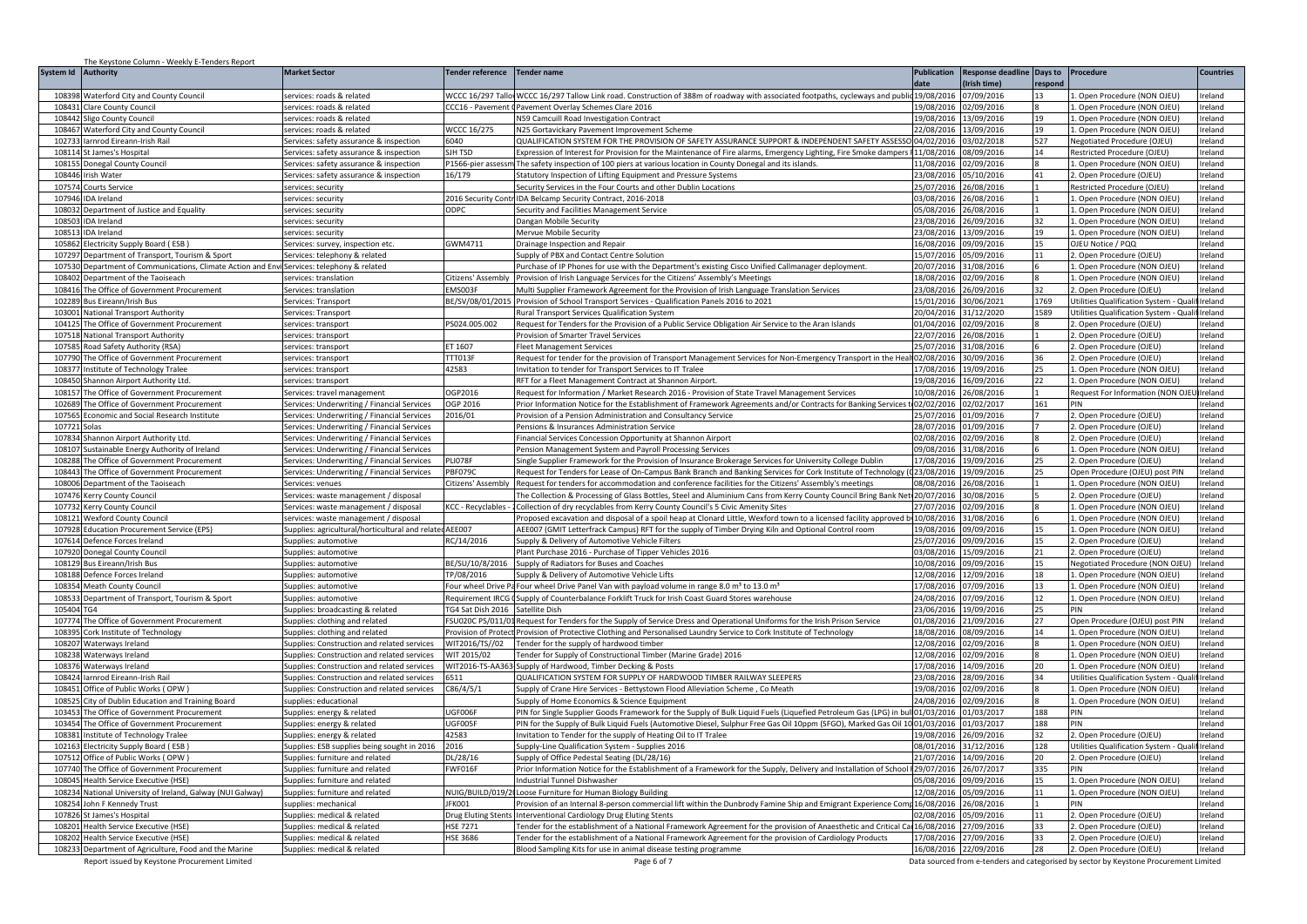The Keystone Column - Weekly E-Tenders Report

| System Id | Authority | Market Sector | Tender reference | Tender name | Publication date | Response deadline (Irish time) | Days to respond | Procedure | Countries |
|---|---|---|---|---|---|---|---|---|---|
| 108398 | Waterford City and County Council | services: roads & related | WCCC 16/297 Tallo | WCCC 16/297 Tallow Link road. Construction of 388m of roadway with associated footpaths, cycleways and public | 19/08/2016 | 07/09/2016 | 13 | 1. Open Procedure (NON OJEU) | Ireland |
| 108431 | Clare County Council | services: roads & related | CCC16 - Pavement C | Pavement Overlay Schemes Clare 2016 | 19/08/2016 | 02/09/2016 | 8 | 1. Open Procedure (NON OJEU) | Ireland |
| 108442 | Sligo County Council | services: roads & related | | N59 Camcuill Road Investigation Contract | 19/08/2016 | 13/09/2016 | 19 | 1. Open Procedure (NON OJEU) | Ireland |
| 108467 | Waterford City and County Council | services: roads & related | WCCC 16/275 | N25 Gortavickary Pavement Improvement Scheme | 22/08/2016 | 13/09/2016 | 19 | 1. Open Procedure (NON OJEU) | Ireland |
| 102733 | Iarnrod Eireann-Irish Rail | Services: safety assurance & inspection | 6040 | QUALIFICATION SYSTEM FOR THE PROVISION OF SAFETY ASSURANCE SUPPORT & INDEPENDENT SAFETY ASSESSO | 04/02/2016 | 03/02/2018 | 527 | Negotiated Procedure (OJEU) | Ireland |
| 108114 | St James's Hospital | Services: safety assurance & inspection | SJH TSD | Expression of Interest for Provision for the Maintenance of Fire alarms, Emergency Lighting, Fire Smoke dampers | 11/08/2016 | 08/09/2016 | 14 | Restricted Procedure (OJEU) | Ireland |
| 108155 | Donegal County Council | Services: safety assurance & inspection | P1566-pier assessm | The safety inspection of 100 piers at various location in County Donegal and its islands. | 11/08/2016 | 02/09/2016 | 8 | 1. Open Procedure (NON OJEU) | Ireland |
| 108446 | Irish Water | Services: safety assurance & inspection | 16/179 | Statutory Inspection of Lifting Equipment and Pressure Systems | 23/08/2016 | 05/10/2016 | 41 | 2. Open Procedure (OJEU) | Ireland |
| 107574 | Courts Service | services: security | | Security Services in the Four Courts and other Dublin Locations | 25/07/2016 | 26/08/2016 | 1 | Restricted Procedure (OJEU) | Ireland |
| 107946 | IDA Ireland | services: security | 2016 Security Contr | IDA Belcamp Security Contract, 2016-2018 | 03/08/2016 | 26/08/2016 | 1 | 1. Open Procedure (NON OJEU) | Ireland |
| 108032 | Department of Justice and Equality | services: security | ODPC | Security and Facilities Management Service | 05/08/2016 | 26/08/2016 | 1 | 1. Open Procedure (NON OJEU) | Ireland |
| 108503 | IDA Ireland | services: security | | Dangan Mobile Security | 23/08/2016 | 26/09/2016 | 32 | 1. Open Procedure (NON OJEU) | Ireland |
| 108513 | IDA Ireland | services: security | | Mervue Mobile Security | 23/08/2016 | 13/09/2016 | 19 | 1. Open Procedure (NON OJEU) | Ireland |
| 105862 | Electricity Supply Board ( ESB ) | Services: survey, inspection etc. | GWM4711 | Drainage Inspection and Repair | 16/08/2016 | 09/09/2016 | 15 | OJEU Notice / PQQ | Ireland |
| 107297 | Department of Transport, Tourism & Sport | Services: telephony & related | | Supply of PBX and Contact Centre Solution | 15/07/2016 | 05/09/2016 | 11 | 2. Open Procedure (OJEU) | Ireland |
| 107530 | Department of Communications, Climate Action and Envi | Services: telephony & related | | Purchase of IP Phones for use with the Department's existing Cisco Unified Callmanager deployment. | 20/07/2016 | 31/08/2016 | 6 | 1. Open Procedure (NON OJEU) | Ireland |
| 108402 | Department of the Taoiseach | services: translation | Citizens' Assembly | Provision of Irish Language Services for the Citizens' Assembly's Meetings | 18/08/2016 | 02/09/2016 | 8 | 1. Open Procedure (NON OJEU) | Ireland |
| 108416 | The Office of Government Procurement | Services: translation | EMS003F | Multi Supplier Framework Agreement for the Provision of Irish Language Translation Services | 23/08/2016 | 26/09/2016 | 32 | 2. Open Procedure (OJEU) | Ireland |
| 102289 | Bus Eireann/Irish Bus | Services: Transport | BE/SV/08/01/2015 | Provision of School Transport Services - Qualification Panels 2016 to 2021 | 15/01/2016 | 30/06/2021 | 1769 | Utilities Qualification System - Qualif | Ireland |
| 103001 | National Transport Authority | Services: Transport | | Rural Transport Services Qualification System | 20/04/2016 | 31/12/2020 | 1589 | Utilities Qualification System - Qualif | Ireland |
| 104125 | The Office of Government Procurement | services: transport | PS024.005.002 | Request for Tenders for the Provision of a Public Service Obligation Air Service to the Aran Islands | 01/04/2016 | 02/09/2016 | 8 | 2. Open Procedure (OJEU) | Ireland |
| 107518 | National Transport Authority | services: transport | | Provision of Smarter Travel Services | 22/07/2016 | 26/08/2016 | 1 | 2. Open Procedure (OJEU) | Ireland |
| 107585 | Road Safety Authority (RSA) | services: transport | ET 1607 | Fleet Management Services | 25/07/2016 | 31/08/2016 | 6 | 2. Open Procedure (OJEU) | Ireland |
| 107790 | The Office of Government Procurement | services: transport | TTT013F | Request for tender for the provision of Transport Management Services for Non-Emergency Transport in the Heal | 02/08/2016 | 30/09/2016 | 36 | 2. Open Procedure (OJEU) | Ireland |
| 108377 | Institute of Technology Tralee | services: transport | 42583 | Invitation to tender for Transport Services to IT Tralee | 17/08/2016 | 19/09/2016 | 25 | 1. Open Procedure (NON OJEU) | Ireland |
| 108450 | Shannon Airport Authority Ltd. | services: transport | | RFT for a Fleet Management Contract at Shannon Airport. | 19/08/2016 | 16/09/2016 | 22 | 1. Open Procedure (NON OJEU) | Ireland |
| 108157 | The Office of Government Procurement | Services: travel management | OGP2016 | Request for Information / Market Research 2016 - Provision of State Travel Management Services | 10/08/2016 | 26/08/2016 | 1 | Request For Information (NON OJEU) | Ireland |
| 102689 | The Office of Government Procurement | Services: Underwriting / Financial Services | OGP 2016 | Prior Information Notice for the Establishment of Framework Agreements and/or Contracts for Banking Services t | 02/02/2016 | 02/02/2017 | 161 | PIN | Ireland |
| 107565 | Economic and Social Research Institute | Services: Underwriting / Financial Services | 2016/01 | Provision of a Pension Administration and Consultancy Service | 25/07/2016 | 01/09/2016 | 7 | 2. Open Procedure (OJEU) | Ireland |
| 107721 | Solas | Services: Underwriting / Financial Services | | Pensions & Insurances Administration Service | 28/07/2016 | 01/09/2016 | 7 | 2. Open Procedure (OJEU) | Ireland |
| 107834 | Shannon Airport Authority Ltd. | Services: Underwriting / Financial Services | | Financial Services Concession Opportunity at Shannon Airport | 02/08/2016 | 02/09/2016 | 8 | 2. Open Procedure (OJEU) | Ireland |
| 108107 | Sustainable Energy Authority of Ireland | Services: Underwriting / Financial Services | | Pension Management System and Payroll Processing Services | 09/08/2016 | 31/08/2016 | 6 | 1. Open Procedure (NON OJEU) | Ireland |
| 108288 | The Office of Government Procurement | Services: Underwriting / Financial Services | PLI078F | Single Supplier Framework for the Provision of Insurance Brokerage Services for University College Dublin | 17/08/2016 | 19/09/2016 | 25 | 2. Open Procedure (OJEU) | Ireland |
| 108443 | The Office of Government Procurement | Services: Underwriting / Financial Services | PBF079C | Request for Tenders for Lease of On-Campus Bank Branch and Banking Services for Cork Institute of Technology ( | 23/08/2016 | 19/09/2016 | 25 | Open Procedure (OJEU) post PIN | Ireland |
| 108006 | Department of the Taoiseach | Services: venues | Citizens' Assembly | Request for tenders for accommodation and conference facilities for the Citizens' Assembly's meetings | 08/08/2016 | 26/08/2016 | 1 | 1. Open Procedure (NON OJEU) | Ireland |
| 107476 | Kerry County Council | Services: waste management / disposal | | The Collection & Processing of Glass Bottles, Steel and Aluminium Cans from Kerry County Council Bring Bank Net | 20/07/2016 | 30/08/2016 | 5 | 2. Open Procedure (OJEU) | Ireland |
| 107732 | Kerry County Council | Services: waste management / disposal | KCC - Recyclables - | Collection of dry recyclables from Kerry County Council's 5 Civic Amenity Sites | 27/07/2016 | 02/09/2016 | 8 | 1. Open Procedure (NON OJEU) | Ireland |
| 108121 | Wexford County Council | services: waste management / disposal | | Proposed excavation and disposal of a spoil heap at Clonard Little, Wexford town to a licensed facility approved b | 10/08/2016 | 31/08/2016 | 6 | 1. Open Procedure (NON OJEU) | Ireland |
| 107928 | Education Procurement Service (EPS) | Supplies: agricultural/horticultural and relate | AEE007 | AEE007 (GMIT Letterfrack Campus) RFT for the supply of Timber Drying Kiln and Optional Control room | 19/08/2016 | 09/09/2016 | 15 | 1. Open Procedure (NON OJEU) | Ireland |
| 107614 | Defence Forces Ireland | Supplies: automotive | RC/14/2016 | Supply & Delivery of Automotive Vehicle Filters | 25/07/2016 | 09/09/2016 | 15 | 2. Open Procedure (OJEU) | Ireland |
| 107920 | Donegal County Council | Supplies: automotive | | Plant Purchase 2016 - Purchase of Tipper Vehicles 2016 | 03/08/2016 | 15/09/2016 | 21 | 2. Open Procedure (OJEU) | Ireland |
| 108129 | Bus Eireann/Irish Bus | Supplies: automotive | BE/SU/10/8/2016 | Supply of Radiators for Buses and Coaches | 10/08/2016 | 09/09/2016 | 15 | Negotiated Procedure (NON OJEU) | Ireland |
| 108188 | Defence Forces Ireland | Supplies: automotive | TP/08/2016 | Supply & Delivery of Automotive Vehicle Lifts | 12/08/2016 | 12/09/2016 | 18 | 1. Open Procedure (NON OJEU) | Ireland |
| 108354 | Meath County Council | Supplies: automotive | Four wheel Drive Pa | Four wheel Drive Panel Van with payload volume in range 8.0 m³ to 13.0 m³ | 17/08/2016 | 07/09/2016 | 13 | 1. Open Procedure (NON OJEU) | Ireland |
| 108533 | Department of Transport, Tourism & Sport | Supplies: automotive | Requirement IRCG | Supply of Counterbalance Forklift Truck for Irish Coast Guard Stores warehouse | 24/08/2016 | 07/09/2016 | 12 | 1. Open Procedure (NON OJEU) | Ireland |
| 105404 | TG4 | Supplies: broadcasting & related | TG4 Sat Dish 2016 | Satellite Dish | 23/06/2016 | 19/09/2016 | 25 | PIN | Ireland |
| 107774 | The Office of Government Procurement | Supplies: clothing and related | FSU020C PS/011/0 | Request for Tenders for the Supply of Service Dress and Operational Uniforms for the Irish Prison Service | 01/08/2016 | 21/09/2016 | 27 | Open Procedure (OJEU) post PIN | Ireland |
| 108395 | Cork Institute of Technology | Supplies: clothing and related | Provision of Protect | Provision of Protective Clothing and Personalised Laundry Service to Cork Institute of Technology | 18/08/2016 | 08/09/2016 | 14 | 1. Open Procedure (NON OJEU) | Ireland |
| 108207 | Waterways Ireland | Supplies: Construction and related services | WIT2016/TS//02 | Tender for the supply of hardwood timber | 12/08/2016 | 02/09/2016 | 8 | 1. Open Procedure (NON OJEU) | Ireland |
| 108238 | Waterways Ireland | Supplies: Construction and related services | WIT 2015/02 | Tender for Supply of Constructional Timber (Marine Grade) 2016 | 12/08/2016 | 02/09/2016 | 8 | 1. Open Procedure (NON OJEU) | Ireland |
| 108376 | Waterways Ireland | Supplies: Construction and related services | WIT2016-TS-AA363 | Supply of Hardwood, Timber Decking & Posts | 17/08/2016 | 14/09/2016 | 20 | 1. Open Procedure (NON OJEU) | Ireland |
| 108424 | Iarnrod Eireann-Irish Rail | Supplies: Construction and related services | 6511 | QUALIFICATION SYSTEM FOR SUPPLY OF HARDWOOD TIMBER RAILWAY SLEEPERS | 23/08/2016 | 28/09/2016 | 34 | Utilities Qualification System - Qualif | Ireland |
| 108451 | Office of Public Works ( OPW ) | Supplies: Construction and related services | C86/4/5/1 | Supply of Crane Hire Services - Bettystown Flood Alleviation Scheme , Co Meath | 19/08/2016 | 02/09/2016 | 8 | 1. Open Procedure (NON OJEU) | Ireland |
| 108525 | City of Dublin Education and Training Board | supplies: educational | | Supply of Home Economics & Science Equipment | 24/08/2016 | 02/09/2016 | 8 | 1. Open Procedure (NON OJEU) | Ireland |
| 103453 | The Office of Government Procurement | Supplies: energy & related | UGF006F | PIN for Single Supplier Goods Framework for the Supply of Bulk Liquid Fuels (Liquefied Petroleum Gas (LPG) in bul | 01/03/2016 | 01/03/2017 | 188 | PIN | Ireland |
| 103454 | The Office of Government Procurement | Supplies: energy & related | UGF005F | PIN for the Supply of Bulk Liquid Fuels (Automotive Diesel, Sulphur Free Gas Oil 10ppm (SFGO), Marked Gas Oil 10 | 01/03/2016 | 01/03/2017 | 188 | PIN | Ireland |
| 108381 | Institute of Technology Tralee | Supplies: energy & related | 42583 | Invitation to Tender for the supply of Heating Oil to IT Tralee | 19/08/2016 | 26/09/2016 | 32 | 2. Open Procedure (OJEU) | Ireland |
| 102163 | Electricity Supply Board ( ESB ) | Supplies: ESB supplies being sought in 2016 | 2016 | Supply-Line Qualification System - Supplies 2016 | 08/01/2016 | 31/12/2016 | 128 | Utilities Qualification System - Qualif | Ireland |
| 107512 | Office of Public Works ( OPW ) | Supplies: furniture and related | DL/28/16 | Supply of Office Pedestal Seating (DL/28/16) | 21/07/2016 | 14/09/2016 | 20 | 2. Open Procedure (OJEU) | Ireland |
| 107740 | The Office of Government Procurement | Supplies: furniture and related | FWF016F | Prior Information Notice for the Establishment of a Framework for the Supply, Delivery and Installation of School F | 29/07/2016 | 26/07/2017 | 335 | PIN | Ireland |
| 108045 | Health Service Executive (HSE) | Supplies: furniture and related | | Industrial Tunnel Dishwasher | 05/08/2016 | 09/09/2016 | 15 | 1. Open Procedure (NON OJEU) | Ireland |
| 108234 | National University of Ireland, Galway (NUI Galway) | Supplies: furniture and related | NUIG/BUILD/019/2 | Loose Furniture for Human Biology Building | 12/08/2016 | 05/09/2016 | 11 | 1. Open Procedure (NON OJEU) | Ireland |
| 108254 | John F Kennedy Trust | supplies: mechanical | JFK001 | Provision of an Internal 8-person commercial lift within the Dunbrody Famine Ship and Emigrant Experience Comp | 16/08/2016 | 26/08/2016 | 1 | PIN | Ireland |
| 107826 | St James's Hospital | Supplies: medical & related | Drug Eluting Stents | Interventional Cardiology Drug Eluting Stents | 02/08/2016 | 05/09/2016 | 11 | 2. Open Procedure (OJEU) | Ireland |
| 108201 | Health Service Executive (HSE) | Supplies: medical & related | HSE 7271 | Tender for the establishment of a National Framework Agreement for the provision of Anaesthetic and Critical Ca | 16/08/2016 | 27/09/2016 | 33 | 2. Open Procedure (OJEU) | Ireland |
| 108202 | Health Service Executive (HSE) | Supplies: medical & related | HSE 3686 | Tender for the establishment of a National Framework Agreement for the provision of Cardiology Products | 17/08/2016 | 27/09/2016 | 33 | 2. Open Procedure (OJEU) | Ireland |
| 108233 | Department of Agriculture, Food and the Marine | Supplies: medical & related | | Blood Sampling Kits for use in animal disease testing programme | 16/08/2016 | 22/09/2016 | 28 | 2. Open Procedure (OJEU) | Ireland |

Report issued by Keystone Procurement Limited

Data sourced from e-tenders and categorised by sector by Keystone Procurement Limited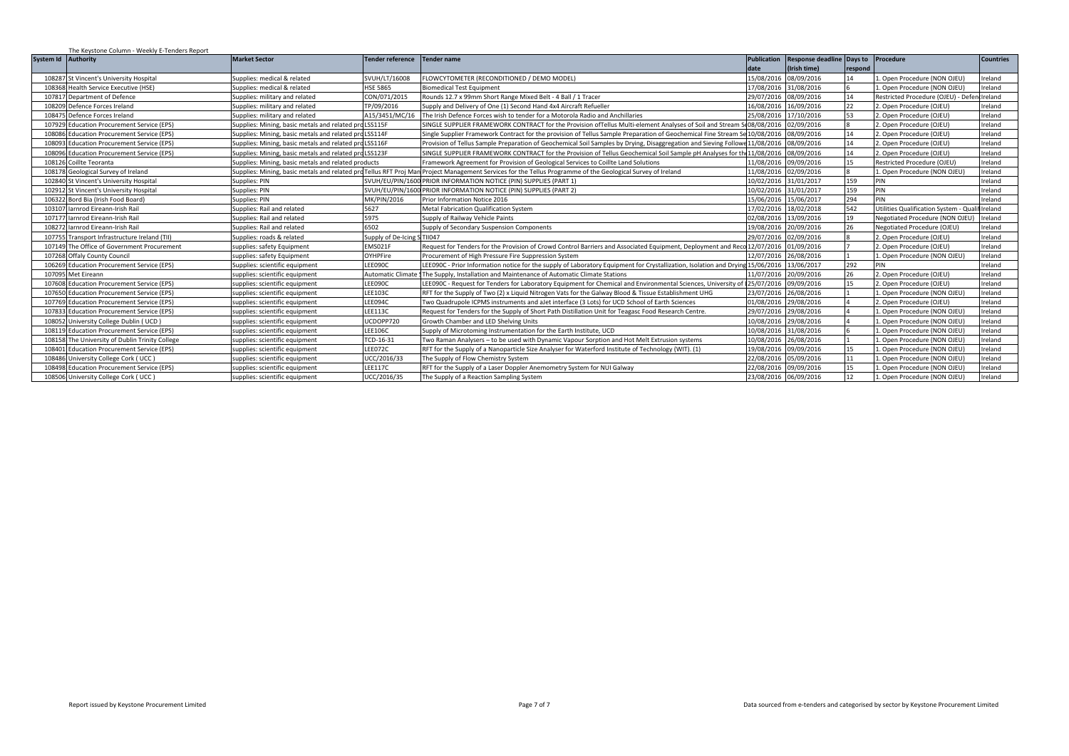The Keystone Column - Weekly E-Tenders Report

| System Id | Authority | Market Sector | Tender reference | Tender name | Publication date | Response deadline (Irish time) | Days to respond | Procedure | Countries |
|---|---|---|---|---|---|---|---|---|---|
| 108287 | St Vincent's University Hospital | Supplies: medical & related | SVUH/LT/16008 | FLOWCYTOMETER (RECONDITIONED / DEMO MODEL) | 15/08/2016 | 08/09/2016 | 14 | 1. Open Procedure (NON OJEU) | Ireland |
| 108368 | Health Service Executive (HSE) | Supplies: medical & related | HSE 5865 | Biomedical Test Equipment | 17/08/2016 | 31/08/2016 | 6 | 1. Open Procedure (NON OJEU) | Ireland |
| 107817 | Department of Defence | Supplies: military and related | CON/071/2015 | Rounds 12.7 x 99mm Short Range Mixed Belt - 4 Ball / 1 Tracer | 29/07/2016 | 08/09/2016 | 14 | Restricted Procedure (OJEU) - Defen | Ireland |
| 108209 | Defence Forces Ireland | Supplies: military and related | TP/09/2016 | Supply and Delivery of One (1) Second Hand 4x4 Aircraft Refueller | 16/08/2016 | 16/09/2016 | 22 | 2. Open Procedure (OJEU) | Ireland |
| 108475 | Defence Forces Ireland | Supplies: military and related | A15/3451/MC/16 | The Irish Defence Forces wish to tender for a Motorola Radio and Anchillaries | 25/08/2016 | 17/10/2016 | 53 | 2. Open Procedure (OJEU) | Ireland |
| 107929 | Education Procurement Service (EPS) | Supplies: Mining, basic metals and related pro | LSS115F | SINGLE SUPPLIER FRAMEWORK CONTRACT for the Provision ofTellus Multi-element Analyses of Soil and Stream Se | 08/08/2016 | 02/09/2016 | 8 | 2. Open Procedure (OJEU) | Ireland |
| 108086 | Education Procurement Service (EPS) | Supplies: Mining, basic metals and related pro | LSS114F | Single Supplier Framework Contract for the provision of Tellus Sample Preparation of Geochemical Fine Stream Se | 10/08/2016 | 08/09/2016 | 14 | 2. Open Procedure (OJEU) | Ireland |
| 108093 | Education Procurement Service (EPS) | Supplies: Mining, basic metals and related pro | LSS116F | Provision of Tellus Sample Preparation of Geochemical Soil Samples by Drying, Disaggregation and Sieving Followe | 11/08/2016 | 08/09/2016 | 14 | 2. Open Procedure (OJEU) | Ireland |
| 108096 | Education Procurement Service (EPS) | Supplies: Mining, basic metals and related pro | LSS123F | SINGLE SUPPLIER FRAMEWORK CONTRACT for the Provision of Tellus Geochemical Soil Sample pH Analyses for th | 11/08/2016 | 08/09/2016 | 14 | 2. Open Procedure (OJEU) | Ireland |
| 108126 | Coillte Teoranta | Supplies: Mining, basic metals and related products | | Framework Agreement for Provision of Geological Services to Coillte Land Solutions | 11/08/2016 | 09/09/2016 | 15 | Restricted Procedure (OJEU) | Ireland |
| 108178 | Geological Survey of Ireland | Supplies: Mining, basic metals and related pro | Tellus RFT Proj Man | Project Management Services for the Tellus Programme of the Geological Survey of Ireland | 11/08/2016 | 02/09/2016 | 8 | 1. Open Procedure (NON OJEU) | Ireland |
| 102840 | St Vincent's University Hospital | Supplies: PIN | SVUH/EU/PIN/1600 | PRIOR INFORMATION NOTICE (PIN) SUPPLIES (PART 1) | 10/02/2016 | 31/01/2017 | 159 | PIN | Ireland |
| 102912 | St Vincent's University Hospital | Supplies: PIN | SVUH/EU/PIN/1600 | PRIOR INFORMATION NOTICE (PIN) SUPPLIES (PART 2) | 10/02/2016 | 31/01/2017 | 159 | PIN | Ireland |
| 106322 | Bord Bia (Irish Food Board) | Supplies: PIN | MK/PIN/2016 | Prior Information Notice 2016 | 15/06/2016 | 15/06/2017 | 294 | PIN | Ireland |
| 103107 | Iarnrod Eireann-Irish Rail | Supplies: Rail and related | 5627 | Metal Fabrication Qualification System | 17/02/2016 | 18/02/2018 | 542 | Utilities Qualification System - Quali | Ireland |
| 107177 | Iarnrod Eireann-Irish Rail | Supplies: Rail and related | 5975 | Supply of Railway Vehicle Paints | 02/08/2016 | 13/09/2016 | 19 | Negotiated Procedure (NON OJEU) | Ireland |
| 108272 | Iarnrod Eireann-Irish Rail | Supplies: Rail and related | 6502 | Supply of Secondary Suspension Components | 19/08/2016 | 20/09/2016 | 26 | Negotiated Procedure (OJEU) | Ireland |
| 107755 | Transport Infrastructure Ireland (TII) | Supplies: roads & related | Supply of De-Icing S | TII047 | 29/07/2016 | 02/09/2016 | 8 | 2. Open Procedure (OJEU) | Ireland |
| 107149 | The Office of Government Procurement | supplies: safety Equipment | EMS021F | Request for Tenders for the Provision of Crowd Control Barriers and Associated Equipment, Deployment and Reco | 12/07/2016 | 01/09/2016 | 7 | 2. Open Procedure (OJEU) | Ireland |
| 107268 | Offaly County Council | supplies: safety Equipment | OYHPFire | Procurement of High Pressure Fire Suppression System | 12/07/2016 | 26/08/2016 | 1 | 1. Open Procedure (NON OJEU) | Ireland |
| 106269 | Education Procurement Service (EPS) | Supplies: scientific equipment | LEE090C | LEE090C - Prior Information notice for the supply of Laboratory Equipment for Crystallization, Isolation and Drying | 15/06/2016 | 13/06/2017 | 292 | PIN | Ireland |
| 107095 | Met Eireann | supplies: scientific equipment | Automatic Climate S | The Supply, Installation and Maintenance of Automatic Climate Stations | 11/07/2016 | 20/09/2016 | 26 | 2. Open Procedure (OJEU) | Ireland |
| 107608 | Education Procurement Service (EPS) | supplies: scientific equipment | LEE090C | LEE090C - Request for Tenders for Laboratory Equipment for Chemical and Environmental Sciences, University of | 25/07/2016 | 09/09/2016 | 15 | 2. Open Procedure (OJEU) | Ireland |
| 107650 | Education Procurement Service (EPS) | supplies: scientific equipment | LEE103C | RFT for the Supply of Two (2) x Liquid Nitrogen Vats for the Galway Blood & Tissue Establishment UHG | 23/07/2016 | 26/08/2016 | 1 | 1. Open Procedure (NON OJEU) | Ireland |
| 107769 | Education Procurement Service (EPS) | supplies: scientific equipment | LEE094C | Two Quadrupole ICPMS instruments and aJet interface (3 Lots) for UCD School of Earth Sciences | 01/08/2016 | 29/08/2016 | 4 | 2. Open Procedure (OJEU) | Ireland |
| 107833 | Education Procurement Service (EPS) | supplies: scientific equipment | LEE113C | Request for Tenders for the Supply of Short Path Distillation Unit for Teagasc Food Research Centre. | 29/07/2016 | 29/08/2016 | 4 | 1. Open Procedure (NON OJEU) | Ireland |
| 108052 | University College Dublin ( UCD ) | supplies: scientific equipment | UCDOPP720 | Growth Chamber and LED Shelving Units | 10/08/2016 | 29/08/2016 | 4 | 1. Open Procedure (NON OJEU) | Ireland |
| 108119 | Education Procurement Service (EPS) | supplies: scientific equipment | LEE106C | Supply of Microtoming Instrumentation for the Earth Institute, UCD | 10/08/2016 | 31/08/2016 | 6 | 1. Open Procedure (NON OJEU) | Ireland |
| 108158 | The University of Dublin Trinity College | supplies: scientific equipment | TCD-16-31 | Two Raman Analysers -- to be used with Dynamic Vapour Sorption and Hot Melt Extrusion systems | 10/08/2016 | 26/08/2016 | 1 | 1. Open Procedure (NON OJEU) | Ireland |
| 108401 | Education Procurement Service (EPS) | supplies: scientific equipment | LEE072C | RFT for the Supply of a Nanoparticle Size Analyser for Waterford Institute of Technology (WIT). (1) | 19/08/2016 | 09/09/2016 | 15 | 1. Open Procedure (NON OJEU) | Ireland |
| 108486 | University College Cork ( UCC ) | supplies: scientific equipment | UCC/2016/33 | The Supply of Flow Chemistry System | 22/08/2016 | 05/09/2016 | 11 | 1. Open Procedure (NON OJEU) | Ireland |
| 108498 | Education Procurement Service (EPS) | supplies: scientific equipment | LEE117C | RFT for the Supply of a Laser Doppler Anemometry System for NUI Galway | 22/08/2016 | 09/09/2016 | 15 | 1. Open Procedure (NON OJEU) | Ireland |
| 108506 | University College Cork ( UCC ) | supplies: scientific equipment | UCC/2016/35 | The Supply of a Reaction Sampling System | 23/08/2016 | 06/09/2016 | 12 | 1. Open Procedure (NON OJEU) | Ireland |

Report issued by Keystone Procurement Limited

Data sourced from e-tenders and categorised by sector by Keystone Procurement Limited